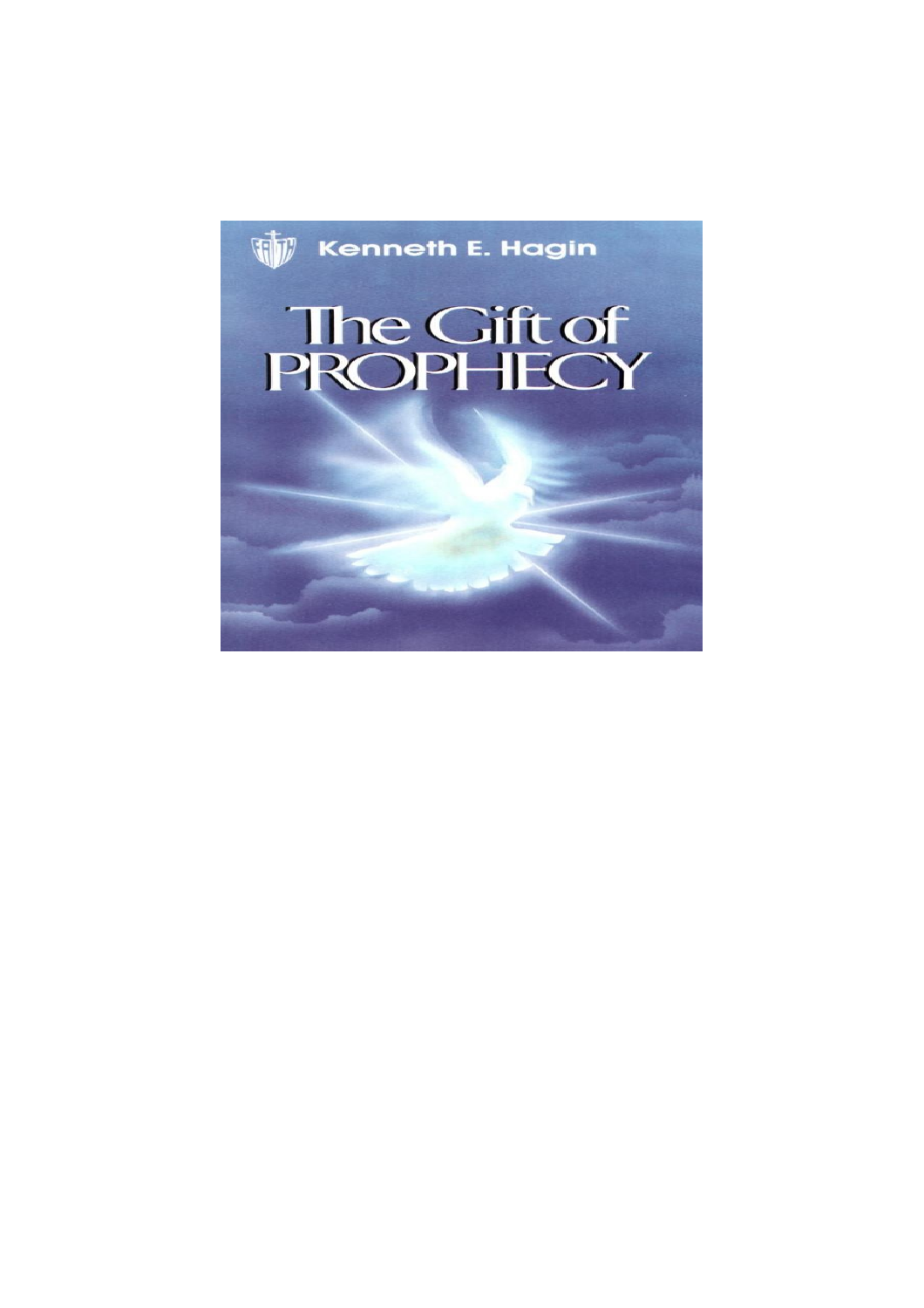Kenneth E. Hagin

# The Gift of PROPHECY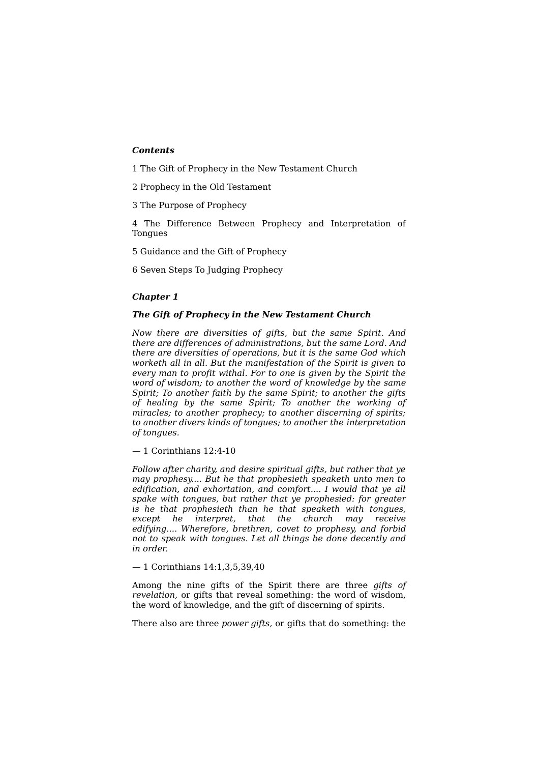***Contents***

1 The Gift of Prophecy in the New Testament Church

2 Prophecy in the Old Testament

3 The Purpose of Prophecy

4 The Difference Between Prophecy and Interpretation of Tongues

5 Guidance and the Gift of Prophecy

6 Seven Steps To Judging Prophecy

## *Chapter 1*

### *The Gift of Prophecy in the New Testament Church*

*Now there are diversities of gifts, but the same Spirit. And there are differences of administrations, but the same Lord. And there are diversities of operations, but it is the same God which worketh all in all. But the manifestation of the Spirit is given to every man to profit withal. For to one is given by the Spirit the word of wisdom; to another the word of knowledge by the same Spirit; To another faith by the same Spirit; to another the gifts of healing by the same Spirit; To another the working of miracles; to another prophecy; to another discerning of spirits; to another divers kinds of tongues; to another the interpretation of tongues.*

— 1 Corinthians 12:4-10

*Follow after charity, and desire spiritual gifts, but rather that ye may prophesy.... But he that prophesieth speaketh unto men to edification, and exhortation, and comfort.... I would that ye all spake with tongues, but rather that ye prophesied: for greater is he that prophesieth than he that speaketh with tongues, except he interpret, that the church may receive edifying.... Wherefore, brethren, covet to prophesy, and forbid not to speak with tongues. Let all things be done decently and in order.*

— 1 Corinthians 14:1,3,5,39,40

Among the nine gifts of the Spirit there are three *gifts of revelation*, or gifts that reveal something: the word of wisdom, the word of knowledge, and the gift of discerning of spirits.

There also are three *power gifts*, or gifts that do something: the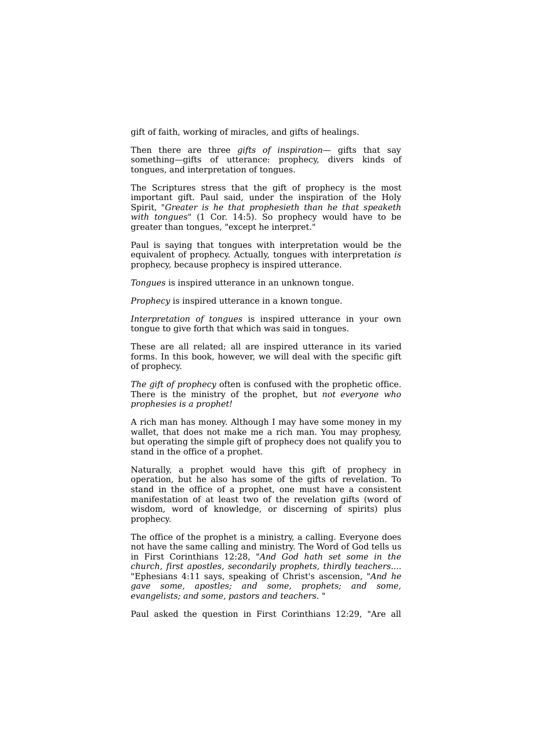gift of faith, working of miracles, and gifts of healings.

Then there are three *gifts of inspiration*— gifts that say something—gifts of utterance: prophecy, divers kinds of tongues, and interpretation of tongues.

The Scriptures stress that the gift of prophecy is the most important gift. Paul said, under the inspiration of the Holy Spirit, "*Greater is he that prophesieth than he that speaketh with tongues*" (1 Cor. 14:5). So prophecy would have to be greater than tongues, "except he interpret."

Paul is saying that tongues with interpretation would be the equivalent of prophecy. Actually, tongues with interpretation *is* prophecy, because prophecy is inspired utterance.

*Tongues* is inspired utterance in an unknown tongue.

*Prophecy* is inspired utterance in a known tongue.

*Interpretation of tongues* is inspired utterance in your own tongue to give forth that which was said in tongues.

These are all related; all are inspired utterance in its varied forms. In this book, however, we will deal with the specific gift of prophecy.

*The gift of prophecy* often is confused with the prophetic office. There is the ministry of the prophet, but *not everyone who prophesies is a prophet!*

A rich man has money. Although I may have some money in my wallet, that does not make me a rich man. You may prophesy, but operating the simple gift of prophecy does not qualify you to stand in the office of a prophet.

Naturally, a prophet would have this gift of prophecy in operation, but he also has some of the gifts of revelation. To stand in the office of a prophet, one must have a consistent manifestation of at least two of the revelation gifts (word of wisdom, word of knowledge, or discerning of spirits) plus prophecy.

The office of the prophet is a ministry, a calling. Everyone does not have the same calling and ministry. The Word of God tells us in First Corinthians 12:28, "*And God hath set some in the church, first apostles, secondarily prophets, thirdly teachers....* "Ephesians 4:11 says, speaking of Christ's ascension, "*And he gave some, apostles; and some, prophets; and some, evangelists; and some, pastors and teachers.* "

Paul asked the question in First Corinthians 12:29, "Are all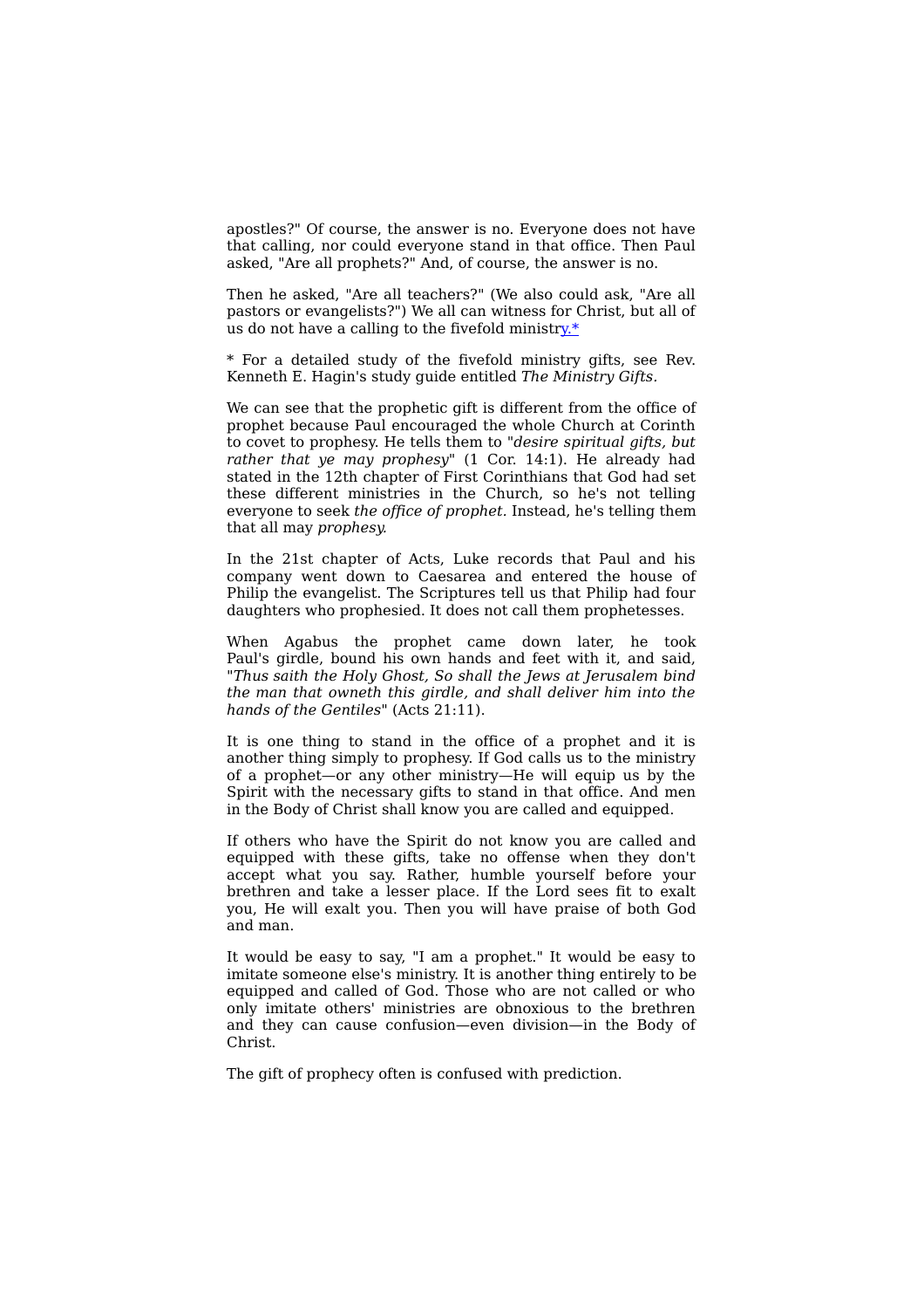apostles?" Of course, the answer is no. Everyone does not have that calling, nor could everyone stand in that office. Then Paul asked, "Are all prophets?" And, of course, the answer is no.

Then he asked, "Are all teachers?" (We also could ask, "Are all pastors or evangelists?") We all can witness for Christ, but all of us do not have a calling to the fivefold ministry.*

* For a detailed study of the fivefold ministry gifts, see Rev. Kenneth E. Hagin's study guide entitled *The Ministry Gifts.*

We can see that the prophetic gift is different from the office of prophet because Paul encouraged the whole Church at Corinth to covet to prophesy. He tells them to "*desire spiritual gifts, but rather that ye may prophesy*" (1 Cor. 14:1). He already had stated in the 12th chapter of First Corinthians that God had set these different ministries in the Church, so he's not telling everyone to seek *the office of prophet*. Instead, he's telling them that all may *prophesy*.

In the 21st chapter of Acts, Luke records that Paul and his company went down to Caesarea and entered the house of Philip the evangelist. The Scriptures tell us that Philip had four daughters who prophesied. It does not call them prophetesses.

When Agabus the prophet came down later, he took Paul's girdle, bound his own hands and feet with it, and said, "*Thus saith the Holy Ghost, So shall the Jews at Jerusalem bind the man that owneth this girdle, and shall deliver him into the hands of the Gentiles*" (Acts 21:11).

It is one thing to stand in the office of a prophet and it is another thing simply to prophesy. If God calls us to the ministry of a prophet—or any other ministry—He will equip us by the Spirit with the necessary gifts to stand in that office. And men in the Body of Christ shall know you are called and equipped.

If others who have the Spirit do not know you are called and equipped with these gifts, take no offense when they don't accept what you say. Rather, humble yourself before your brethren and take a lesser place. If the Lord sees fit to exalt you, He will exalt you. Then you will have praise of both God and man.

It would be easy to say, "I am a prophet." It would be easy to imitate someone else's ministry. It is another thing entirely to be equipped and called of God. Those who are not called or who only imitate others' ministries are obnoxious to the brethren and they can cause confusion—even division—in the Body of Christ.

The gift of prophecy often is confused with prediction.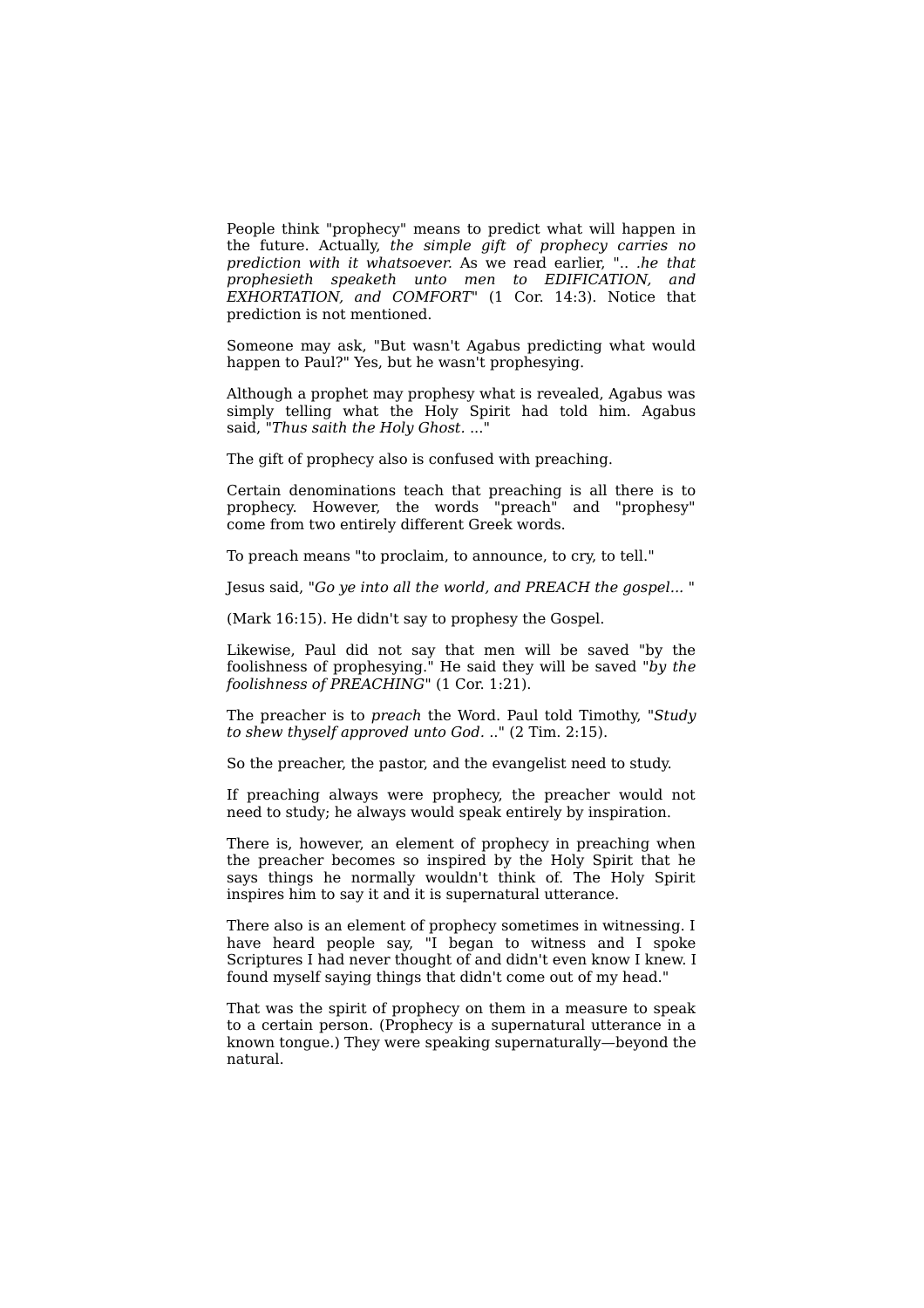People think "prophecy" means to predict what will happen in the future. Actually, *the simple gift of prophecy carries no prediction with it whatsoever.* As we read earlier, ".. *.he that prophesieth speaketh unto men to EDIFICATION, and EXHORTATION, and COMFORT*" (1 Cor. 14:3). Notice that prediction is not mentioned.

Someone may ask, "But wasn't Agabus predicting what would happen to Paul?" Yes, but he wasn't prophesying.

Although a prophet may prophesy what is revealed, Agabus was simply telling what the Holy Spirit had told him. Agabus said, "*Thus saith the Holy Ghost.* ..."

The gift of prophecy also is confused with preaching.

Certain denominations teach that preaching is all there is to prophecy. However, the words "preach" and "prophesy" come from two entirely different Greek words.

To preach means "to proclaim, to announce, to cry, to tell."

Jesus said, "*Go ye into all the world, and PREACH the gospel...* "

(Mark 16:15). He didn't say to prophesy the Gospel.

Likewise, Paul did not say that men will be saved "by the foolishness of prophesying." He said they will be saved "*by the foolishness of PREACHING*" (1 Cor. 1:21).

The preacher is to *preach* the Word. Paul told Timothy, "*Study to shew thyself approved unto God*. .." (2 Tim. 2:15).

So the preacher, the pastor, and the evangelist need to study.

If preaching always were prophecy, the preacher would not need to study; he always would speak entirely by inspiration.

There is, however, an element of prophecy in preaching when the preacher becomes so inspired by the Holy Spirit that he says things he normally wouldn't think of. The Holy Spirit inspires him to say it and it is supernatural utterance.

There also is an element of prophecy sometimes in witnessing. I have heard people say, "I began to witness and I spoke Scriptures I had never thought of and didn't even know I knew. I found myself saying things that didn't come out of my head."

That was the spirit of prophecy on them in a measure to speak to a certain person. (Prophecy is a supernatural utterance in a known tongue.) They were speaking supernaturally—beyond the natural.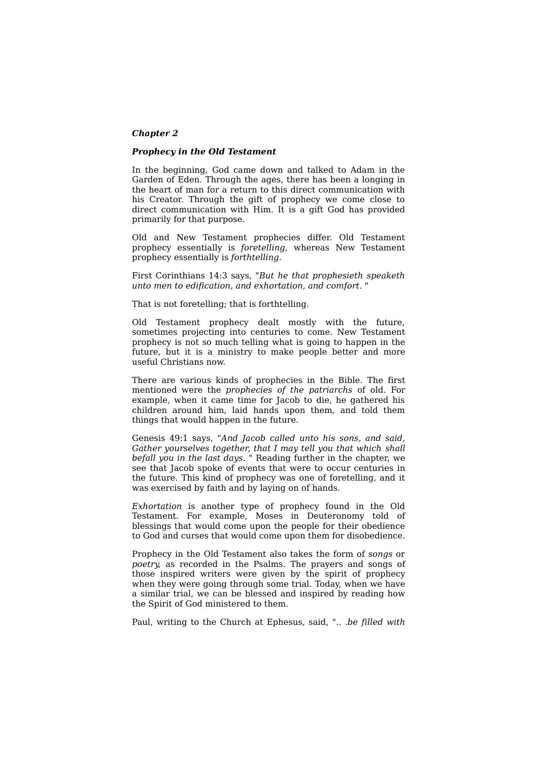***Chapter 2***

***Prophecy in the Old Testament***

In the beginning, God came down and talked to Adam in the Garden of Eden. Through the ages, there has been a longing in the heart of man for a return to this direct communication with his Creator. Through the gift of prophecy we come close to direct communication with Him. It is a gift God has provided primarily for that purpose.

Old and New Testament prophecies differ. Old Testament prophecy essentially is *foretelling,* whereas New Testament prophecy essentially is *forthtelling.*

First Corinthians 14:3 says, "*But he that prophesieth speaketh unto men to edification, and exhortation, and comfort.* "

That is not foretelling; that is forthtelling.

Old Testament prophecy dealt mostly with the future, sometimes projecting into centuries to come. New Testament prophecy is not so much telling what is going to happen in the future, but it is a ministry to make people better and more useful Christians now.

There are various kinds of prophecies in the Bible. The first mentioned were the *prophecies of the patriarchs* of old. For example, when it came time for Jacob to die, he gathered his children around him, laid hands upon them, and told them things that would happen in the future.

Genesis 49:1 says, "*And Jacob called unto his sons, and said, Gather yourselves together, that I may tell you that which shall befall you in the last days.* " Reading further in the chapter, we see that Jacob spoke of events that were to occur centuries in the future. This kind of prophecy was one of foretelling, and it was exercised by faith and by laying on of hands.

*Exhortation* is another type of prophecy found in the Old Testament. For example, Moses in Deuteronomy told of blessings that would come upon the people for their obedience to God and curses that would come upon them for disobedience.

Prophecy in the Old Testament also takes the form of *songs* or *poetry,* as recorded in the Psalms. The prayers and songs of those inspired writers were given by the spirit of prophecy when they were going through some trial. Today, when we have a similar trial, we can be blessed and inspired by reading how the Spirit of God ministered to them.

Paul, writing to the Church at Ephesus, said, ".. .*be filled with*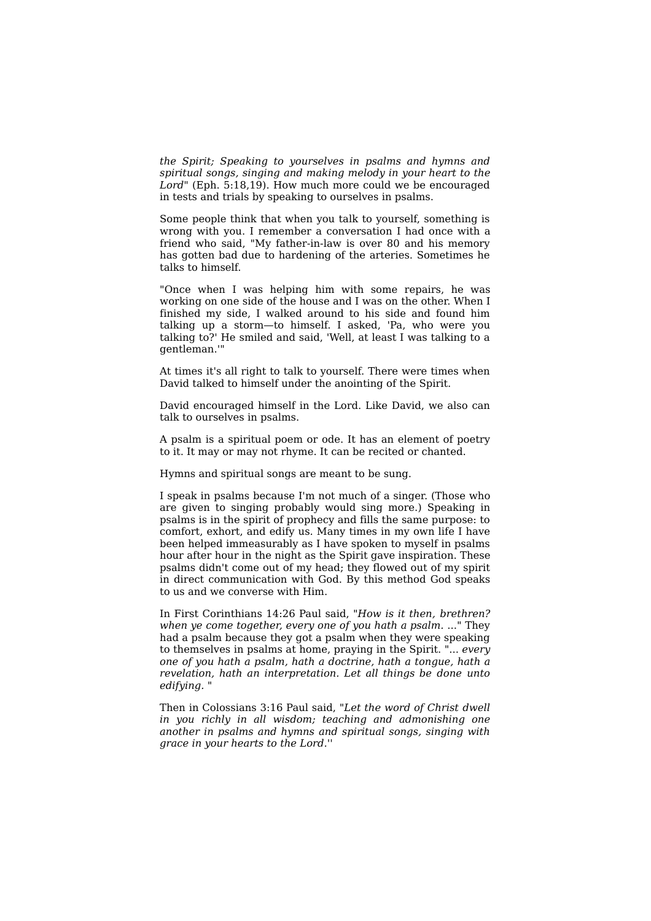*the Spirit; Speaking to yourselves in psalms and hymns and spiritual songs, singing and making melody in your heart to the Lord*" (Eph. 5:18,19). How much more could we be encouraged in tests and trials by speaking to ourselves in psalms.

Some people think that when you talk to yourself, something is wrong with you. I remember a conversation I had once with a friend who said, "My father-in-law is over 80 and his memory has gotten bad due to hardening of the arteries. Sometimes he talks to himself.

"Once when I was helping him with some repairs, he was working on one side of the house and I was on the other. When I finished my side, I walked around to his side and found him talking up a storm—to himself. I asked, 'Pa, who were you talking to?' He smiled and said, 'Well, at least I was talking to a gentleman.'"

At times it's all right to talk to yourself. There were times when David talked to himself under the anointing of the Spirit.

David encouraged himself in the Lord. Like David, we also can talk to ourselves in psalms.

A psalm is a spiritual poem or ode. It has an element of poetry to it. It may or may not rhyme. It can be recited or chanted.

Hymns and spiritual songs are meant to be sung.

I speak in psalms because I'm not much of a singer. (Those who are given to singing probably would sing more.) Speaking in psalms is in the spirit of prophecy and fills the same purpose: to comfort, exhort, and edify us. Many times in my own life I have been helped immeasurably as I have spoken to myself in psalms hour after hour in the night as the Spirit gave inspiration. These psalms didn't come out of my head; they flowed out of my spirit in direct communication with God. By this method God speaks to us and we converse with Him.

In First Corinthians 14:26 Paul said, "*How is it then, brethren? when ye come together, every one of you hath a psalm. ...*" They had a psalm because they got a psalm when they were speaking to themselves in psalms at home, praying in the Spirit. "*... every one of you hath a psalm, hath a doctrine, hath a tongue, hath a revelation, hath an interpretation. Let all things be done unto edifying.* "

Then in Colossians 3:16 Paul said, "*Let the word of Christ dwell in you richly in all wisdom; teaching and admonishing one another in psalms and hymns and spiritual songs, singing with grace in your hearts to the Lord.*''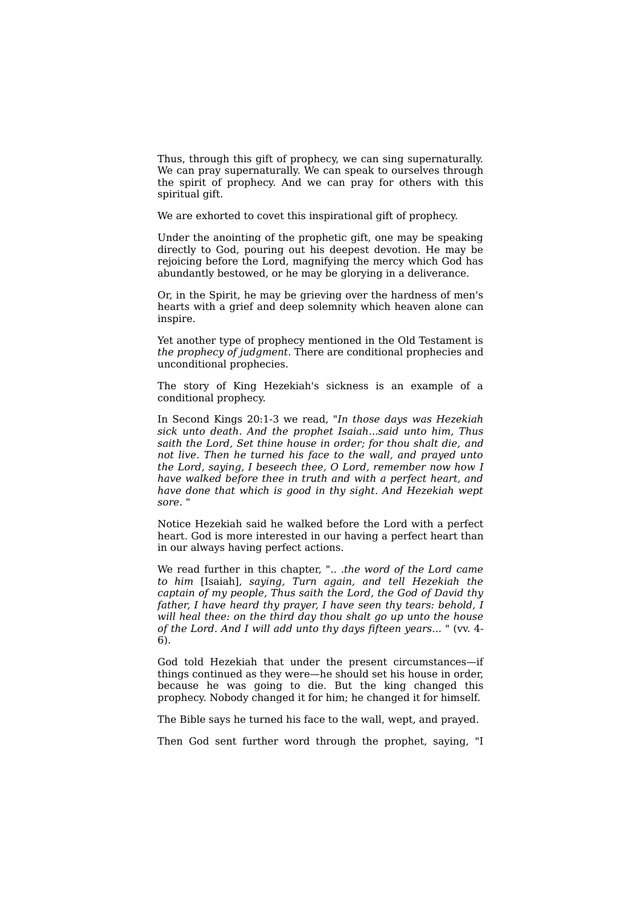Thus, through this gift of prophecy, we can sing supernaturally. We can pray supernaturally. We can speak to ourselves through the spirit of prophecy. And we can pray for others with this spiritual gift.

We are exhorted to covet this inspirational gift of prophecy.

Under the anointing of the prophetic gift, one may be speaking directly to God, pouring out his deepest devotion. He may be rejoicing before the Lord, magnifying the mercy which God has abundantly bestowed, or he may be glorying in a deliverance.

Or, in the Spirit, he may be grieving over the hardness of men's hearts with a grief and deep solemnity which heaven alone can inspire.

Yet another type of prophecy mentioned in the Old Testament is *the prophecy of judgment*. There are conditional prophecies and unconditional prophecies.

The story of King Hezekiah's sickness is an example of a conditional prophecy.

In Second Kings 20:1-3 we read, "*In those days was Hezekiah sick unto death. And the prophet Isaiah...said unto him, Thus saith the Lord, Set thine house in order; for thou shalt die, and not live. Then he turned his face to the wall, and prayed unto the Lord, saying, I beseech thee, O Lord, remember now how I have walked before thee in truth and with a perfect heart, and have done that which is good in thy sight. And Hezekiah wept sore.* "

Notice Hezekiah said he walked before the Lord with a perfect heart. God is more interested in our having a perfect heart than in our always having perfect actions.

We read further in this chapter, ".. *.the word of the Lord came to him* [Isaiah], *saying, Turn again, and tell Hezekiah the captain of my people, Thus saith the Lord, the God of David thy father, I have heard thy prayer, I have seen thy tears: behold, I will heal thee: on the third day thou shalt go up unto the house of the Lord. And I will add unto thy days fifteen years...* " (vv. 4-6).

God told Hezekiah that under the present circumstances—if things continued as they were—he should set his house in order, because he was going to die. But the king changed this prophecy. Nobody changed it for him; he changed it for himself.

The Bible says he turned his face to the wall, wept, and prayed.

Then God sent further word through the prophet, saying, "I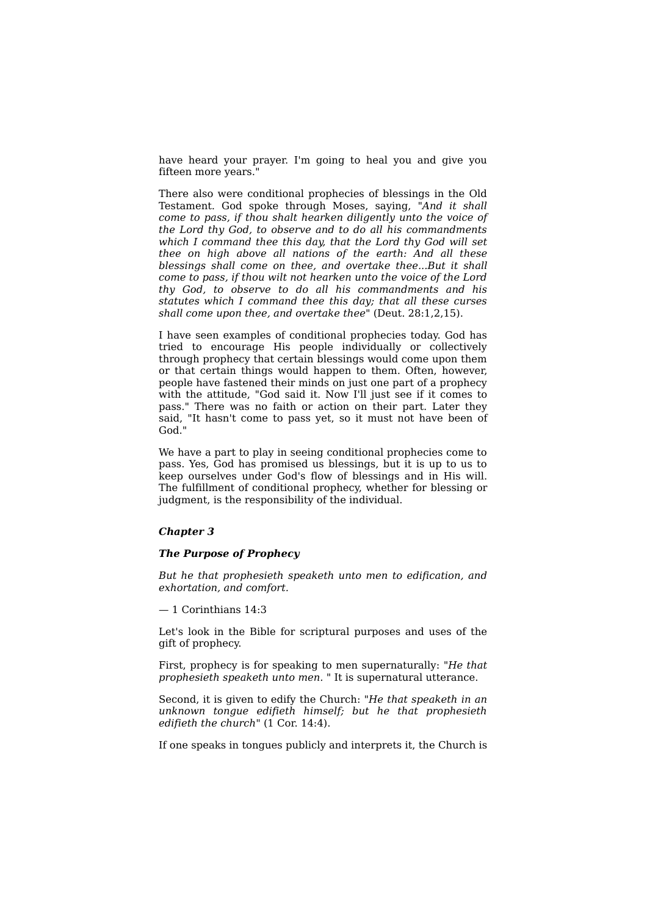have heard your prayer. I'm going to heal you and give you fifteen more years."

There also were conditional prophecies of blessings in the Old Testament. God spoke through Moses, saying, "*And it shall come to pass, if thou shalt hearken diligently unto the voice of the Lord thy God, to observe and to do all his commandments which I command thee this day, that the Lord thy God will set thee on high above all nations of the earth: And all these blessings shall come on thee, and overtake thee...But it shall come to pass, if thou wilt not hearken unto the voice of the Lord thy God, to observe to do all his commandments and his statutes which I command thee this day; that all these curses shall come upon thee, and overtake thee*" (Deut. 28:1,2,15).

I have seen examples of conditional prophecies today. God has tried to encourage His people individually or collectively through prophecy that certain blessings would come upon them or that certain things would happen to them. Often, however, people have fastened their minds on just one part of a prophecy with the attitude, "God said it. Now I'll just see if it comes to pass." There was no faith or action on their part. Later they said, "It hasn't come to pass yet, so it must not have been of God."

We have a part to play in seeing conditional prophecies come to pass. Yes, God has promised us blessings, but it is up to us to keep ourselves under God's flow of blessings and in His will. The fulfillment of conditional prophecy, whether for blessing or judgment, is the responsibility of the individual.

## *Chapter 3*

### *The Purpose of Prophecy*

*But he that prophesieth speaketh unto men to edification, and exhortation, and comfort.*

— 1 Corinthians 14:3

Let's look in the Bible for scriptural purposes and uses of the gift of prophecy.

First, prophecy is for speaking to men supernaturally: "*He that prophesieth speaketh unto men.* " It is supernatural utterance.

Second, it is given to edify the Church: "*He that speaketh in an unknown tongue edifieth himself; but he that prophesieth edifieth the church*" (1 Cor. 14:4).

If one speaks in tongues publicly and interprets it, the Church is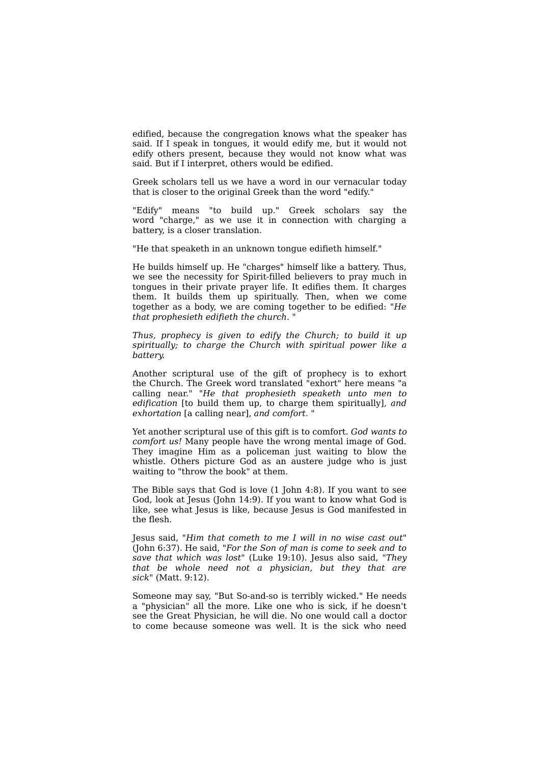edified, because the congregation knows what the speaker has said. If I speak in tongues, it would edify me, but it would not edify others present, because they would not know what was said. But if I interpret, others would be edified.

Greek scholars tell us we have a word in our vernacular today that is closer to the original Greek than the word "edify."

"Edify" means "to build up." Greek scholars say the word "charge," as we use it in connection with charging a battery, is a closer translation.

"He that speaketh in an unknown tongue edifieth himself."

He builds himself up. He "charges" himself like a battery. Thus, we see the necessity for Spirit-filled believers to pray much in tongues in their private prayer life. It edifies them. It charges them. It builds them up spiritually. Then, when we come together as a body, we are coming together to be edified: "*He that prophesieth edifieth the church.* "

*Thus, prophecy is given to edify the Church; to build it up spiritually; to charge the Church with spiritual power like a battery.*

Another scriptural use of the gift of prophecy is to exhort the Church. The Greek word translated "exhort" here means "a calling near." "*He that prophesieth speaketh unto men to edification* [to build them up, to charge them spiritually], *and exhortation* [a calling near], *and comfort.* "

Yet another scriptural use of this gift is to comfort. *God wants to comfort us!* Many people have the wrong mental image of God. They imagine Him as a policeman just waiting to blow the whistle. Others picture God as an austere judge who is just waiting to "throw the book" at them.

The Bible says that God is love (1 John 4:8). If you want to see God, look at Jesus (John 14:9). If you want to know what God is like, see what Jesus is like, because Jesus is God manifested in the flesh.

Jesus said, "*Him that cometh to me I will in no wise cast out*" (John 6:37). He said, "*For the Son of man is come to seek and to save that which was lost*" (Luke 19:10). Jesus also said, "*They that be whole need not a physician, but they that are sick*" (Matt. 9:12).

Someone may say, "But So-and-so is terribly wicked." He needs a "physician" all the more. Like one who is sick, if he doesn't see the Great Physician, he will die. No one would call a doctor to come because someone was well. It is the sick who need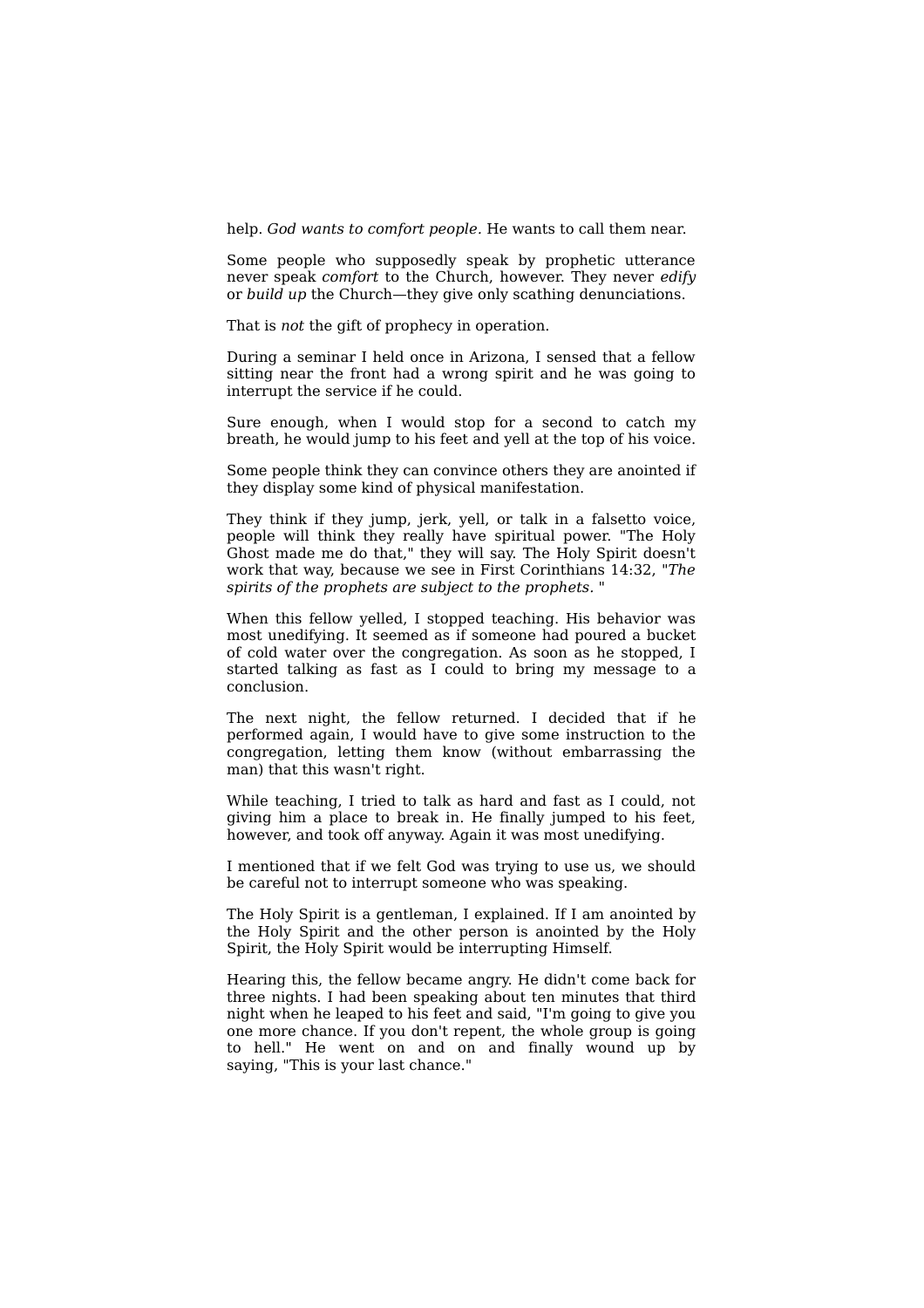help. *God wants to comfort people.* He wants to call them near.

Some people who supposedly speak by prophetic utterance never speak *comfort* to the Church, however. They never *edify* or *build up* the Church—they give only scathing denunciations.

That is *not* the gift of prophecy in operation.

During a seminar I held once in Arizona, I sensed that a fellow sitting near the front had a wrong spirit and he was going to interrupt the service if he could.

Sure enough, when I would stop for a second to catch my breath, he would jump to his feet and yell at the top of his voice.

Some people think they can convince others they are anointed if they display some kind of physical manifestation.

They think if they jump, jerk, yell, or talk in a falsetto voice, people will think they really have spiritual power. "The Holy Ghost made me do that," they will say. The Holy Spirit doesn't work that way, because we see in First Corinthians 14:32, "*The spirits of the prophets are subject to the prophets.* "

When this fellow yelled, I stopped teaching. His behavior was most unedifying. It seemed as if someone had poured a bucket of cold water over the congregation. As soon as he stopped, I started talking as fast as I could to bring my message to a conclusion.

The next night, the fellow returned. I decided that if he performed again, I would have to give some instruction to the congregation, letting them know (without embarrassing the man) that this wasn't right.

While teaching, I tried to talk as hard and fast as I could, not giving him a place to break in. He finally jumped to his feet, however, and took off anyway. Again it was most unedifying.

I mentioned that if we felt God was trying to use us, we should be careful not to interrupt someone who was speaking.

The Holy Spirit is a gentleman, I explained. If I am anointed by the Holy Spirit and the other person is anointed by the Holy Spirit, the Holy Spirit would be interrupting Himself.

Hearing this, the fellow became angry. He didn't come back for three nights. I had been speaking about ten minutes that third night when he leaped to his feet and said, "I'm going to give you one more chance. If you don't repent, the whole group is going to hell." He went on and on and finally wound up by saying, "This is your last chance."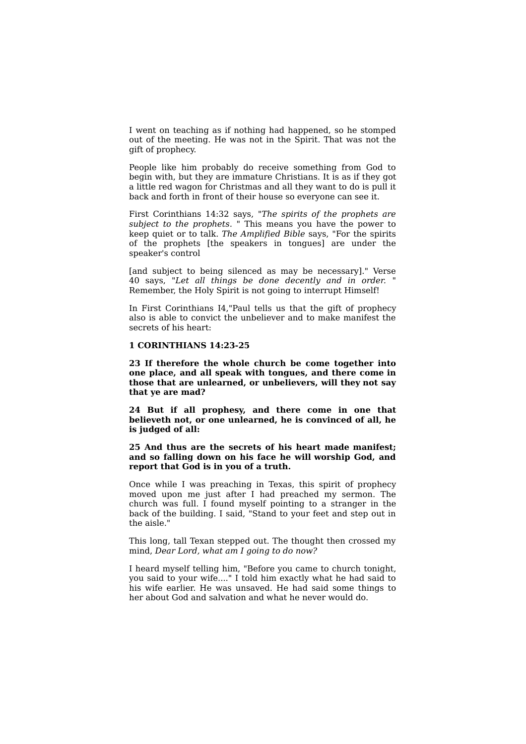I went on teaching as if nothing had happened, so he stomped out of the meeting. He was not in the Spirit. That was not the gift of prophecy.

People like him probably do receive something from God to begin with, but they are immature Christians. It is as if they got a little red wagon for Christmas and all they want to do is pull it back and forth in front of their house so everyone can see it.

First Corinthians 14:32 says, "*The spirits of the prophets are subject to the prophets.* " This means you have the power to keep quiet or to talk. *The Amplified Bible* says, "For the spirits of the prophets [the speakers in tongues] are under the speaker's control

[and subject to being silenced as may be necessary]." Verse 40 says, "*Let all things be done decently and in order.* " Remember, the Holy Spirit is not going to interrupt Himself!

In First Corinthians I4,"Paul tells us that the gift of prophecy also is able to convict the unbeliever and to make manifest the secrets of his heart:

**1 CORINTHIANS 14:23-25**

**23 If therefore the whole church be come together into one place, and all speak with tongues, and there come in those that are unlearned, or unbelievers, will they not say that ye are mad?**

**24 But if all prophesy, and there come in one that believeth not, or one unlearned, he is convinced of all, he is judged of all:**

**25 And thus are the secrets of his heart made manifest; and so falling down on his face he will worship God, and report that God is in you of a truth.**

Once while I was preaching in Texas, this spirit of prophecy moved upon me just after I had preached my sermon. The church was full. I found myself pointing to a stranger in the back of the building. I said, "Stand to your feet and step out in the aisle."

This long, tall Texan stepped out. The thought then crossed my mind, *Dear Lord, what am I going to do now?*

I heard myself telling him, "Before you came to church tonight, you said to your wife...." I told him exactly what he had said to his wife earlier. He was unsaved. He had said some things to her about God and salvation and what he never would do.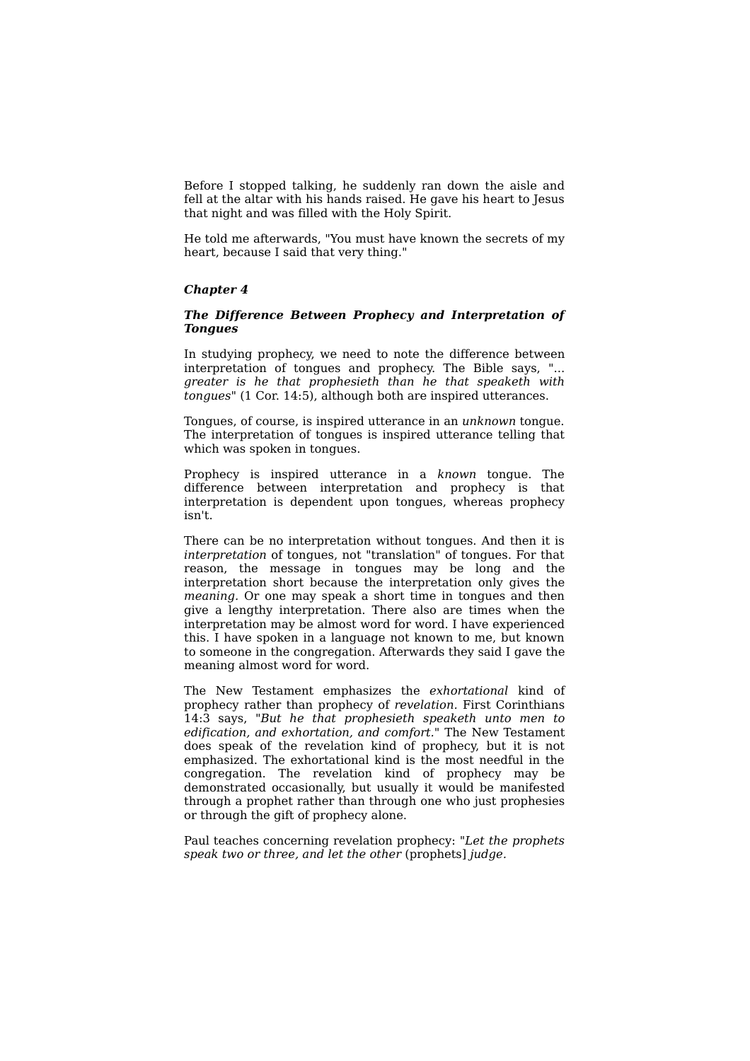Before I stopped talking, he suddenly ran down the aisle and fell at the altar with his hands raised. He gave his heart to Jesus that night and was filled with the Holy Spirit.

He told me afterwards, "You must have known the secrets of my heart, because I said that very thing."

## *Chapter 4*

### *The Difference Between Prophecy and Interpretation of Tongues*

In studying prophecy, we need to note the difference between interpretation of tongues and prophecy. The Bible says, "... *greater is he that prophesieth than he that speaketh with tongues*" (1 Cor. 14:5), although both are inspired utterances.

Tongues, of course, is inspired utterance in an *unknown* tongue. The interpretation of tongues is inspired utterance telling that which was spoken in tongues.

Prophecy is inspired utterance in a *known* tongue. The difference between interpretation and prophecy is that interpretation is dependent upon tongues, whereas prophecy isn't.

There can be no interpretation without tongues. And then it is *interpretation* of tongues, not "translation" of tongues. For that reason, the message in tongues may be long and the interpretation short because the interpretation only gives the *meaning.* Or one may speak a short time in tongues and then give a lengthy interpretation. There also are times when the interpretation may be almost word for word. I have experienced this. I have spoken in a language not known to me, but known to someone in the congregation. Afterwards they said I gave the meaning almost word for word.

The New Testament emphasizes the *exhortational* kind of prophecy rather than prophecy of *revelation.* First Corinthians 14:3 says, "*But he that prophesieth speaketh unto men to edification, and exhortation, and comfort.*" The New Testament does speak of the revelation kind of prophecy, but it is not emphasized. The exhortational kind is the most needful in the congregation. The revelation kind of prophecy may be demonstrated occasionally, but usually it would be manifested through a prophet rather than through one who just prophesies or through the gift of prophecy alone.

Paul teaches concerning revelation prophecy: "*Let the prophets speak two or three, and let the other* [prophets] *judge.*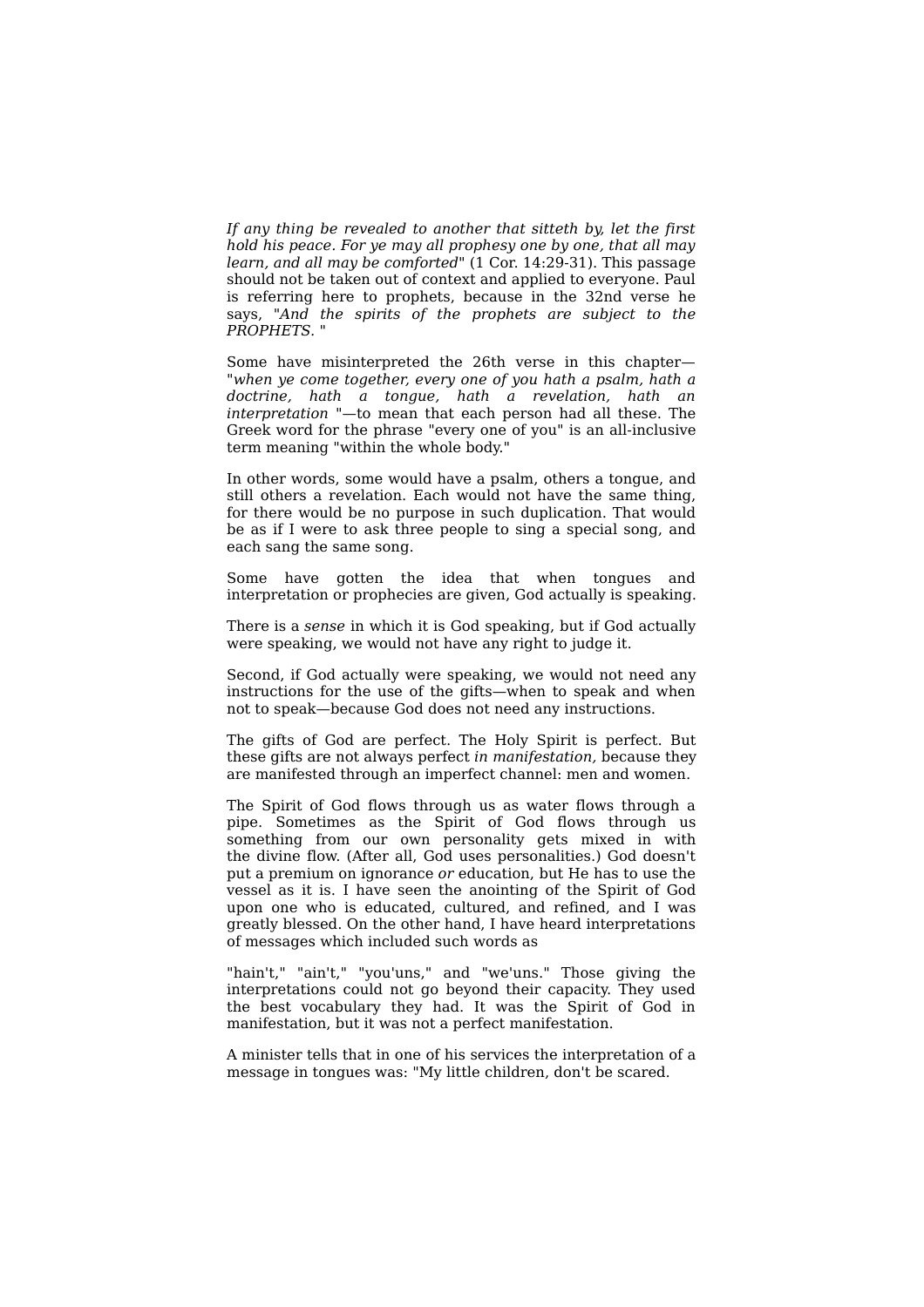*If any thing be revealed to another that sitteth by, let the first hold his peace. For ye may all prophesy one by one, that all may learn, and all may be comforted*" (1 Cor. 14:29-31). This passage should not be taken out of context and applied to everyone. Paul is referring here to prophets, because in the 32nd verse he says, "*And the spirits of the prophets are subject to the PROPHETS.* "

Some have misinterpreted the 26th verse in this chapter—"*when ye come together, every one of you hath a psalm, hath a doctrine, hath a tongue, hath a revelation, hath an interpretation* "—to mean that each person had all these. The Greek word for the phrase "every one of you" is an all-inclusive term meaning "within the whole body."

In other words, some would have a psalm, others a tongue, and still others a revelation. Each would not have the same thing, for there would be no purpose in such duplication. That would be as if I were to ask three people to sing a special song, and each sang the same song.

Some have gotten the idea that when tongues and interpretation or prophecies are given, God actually is speaking.

There is a *sense* in which it is God speaking, but if God actually were speaking, we would not have any right to judge it.

Second, if God actually were speaking, we would not need any instructions for the use of the gifts—when to speak and when not to speak—because God does not need any instructions.

The gifts of God are perfect. The Holy Spirit is perfect. But these gifts are not always perfect *in manifestation,* because they are manifested through an imperfect channel: men and women.

The Spirit of God flows through us as water flows through a pipe. Sometimes as the Spirit of God flows through us something from our own personality gets mixed in with the divine flow. (After all, God uses personalities.) God doesn't put a premium on ignorance *or* education, but He has to use the vessel as it is. I have seen the anointing of the Spirit of God upon one who is educated, cultured, and refined, and I was greatly blessed. On the other hand, I have heard interpretations of messages which included such words as

"hain't," "ain't," "you'uns," and "we'uns." Those giving the interpretations could not go beyond their capacity. They used the best vocabulary they had. It was the Spirit of God in manifestation, but it was not a perfect manifestation.

A minister tells that in one of his services the interpretation of a message in tongues was: "My little children, don't be scared.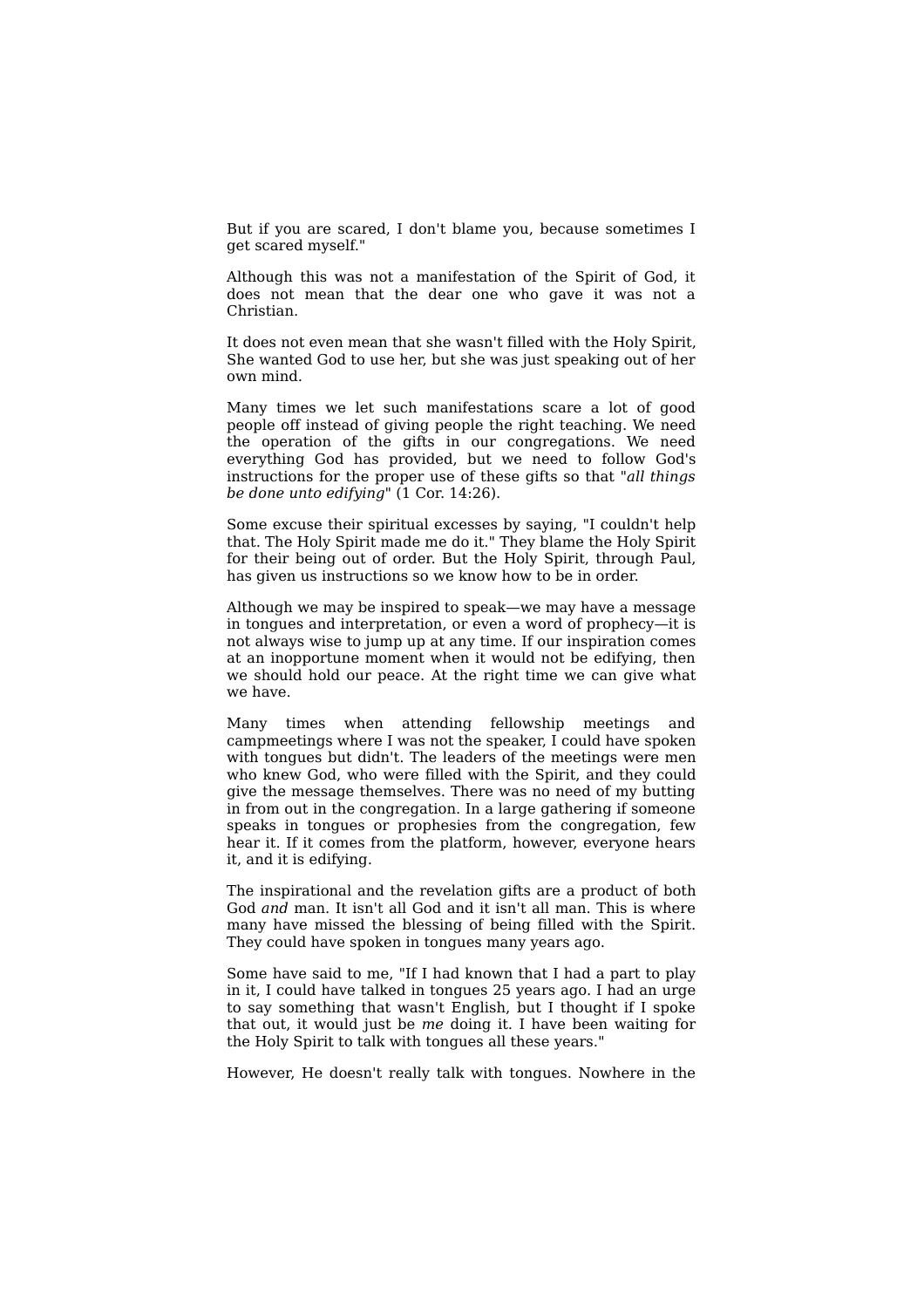But if you are scared, I don't blame you, because sometimes I get scared myself."

Although this was not a manifestation of the Spirit of God, it does not mean that the dear one who gave it was not a Christian.

It does not even mean that she wasn't filled with the Holy Spirit, She wanted God to use her, but she was just speaking out of her own mind.

Many times we let such manifestations scare a lot of good people off instead of giving people the right teaching. We need the operation of the gifts in our congregations. We need everything God has provided, but we need to follow God's instructions for the proper use of these gifts so that "*all things be done unto edifying*" (1 Cor. 14:26).

Some excuse their spiritual excesses by saying, "I couldn't help that. The Holy Spirit made me do it." They blame the Holy Spirit for their being out of order. But the Holy Spirit, through Paul, has given us instructions so we know how to be in order.

Although we may be inspired to speak—we may have a message in tongues and interpretation, or even a word of prophecy—it is not always wise to jump up at any time. If our inspiration comes at an inopportune moment when it would not be edifying, then we should hold our peace. At the right time we can give what we have.

Many times when attending fellowship meetings and campmeetings where I was not the speaker, I could have spoken with tongues but didn't. The leaders of the meetings were men who knew God, who were filled with the Spirit, and they could give the message themselves. There was no need of my butting in from out in the congregation. In a large gathering if someone speaks in tongues or prophesies from the congregation, few hear it. If it comes from the platform, however, everyone hears it, and it is edifying.

The inspirational and the revelation gifts are a product of both God *and* man. It isn't all God and it isn't all man. This is where many have missed the blessing of being filled with the Spirit. They could have spoken in tongues many years ago.

Some have said to me, "If I had known that I had a part to play in it, I could have talked in tongues 25 years ago. I had an urge to say something that wasn't English, but I thought if I spoke that out, it would just be *me* doing it. I have been waiting for the Holy Spirit to talk with tongues all these years."

However, He doesn't really talk with tongues. Nowhere in the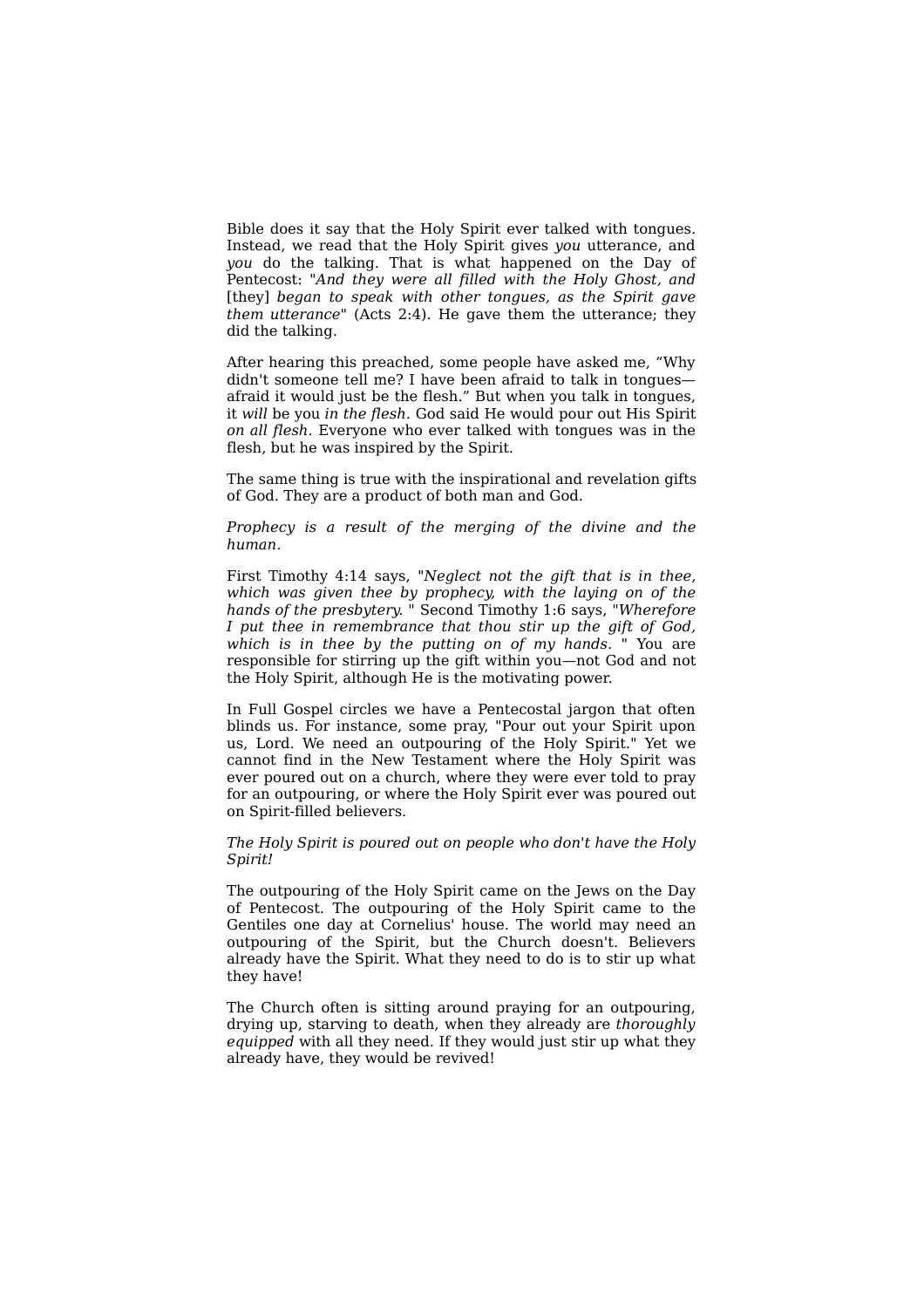Bible does it say that the Holy Spirit ever talked with tongues. Instead, we read that the Holy Spirit gives *you* utterance, and *you* do the talking. That is what happened on the Day of Pentecost: "*And they were all filled with the Holy Ghost, and* [they] *began to speak with other tongues, as the Spirit gave them utterance*" (Acts 2:4). He gave them the utterance; they did the talking.

After hearing this preached, some people have asked me, "Why didn't someone tell me? I have been afraid to talk in tongues—afraid it would just be the flesh." But when you talk in tongues, it *will* be you *in the flesh*. God said He would pour out His Spirit *on all flesh*. Everyone who ever talked with tongues was in the flesh, but he was inspired by the Spirit.

The same thing is true with the inspirational and revelation gifts of God. They are a product of both man and God.

*Prophecy is a result of the merging of the divine and the human.*

First Timothy 4:14 says, "*Neglect not the gift that is in thee, which was given thee by prophecy, with the laying on of the hands of the presbytery.* " Second Timothy 1:6 says, "*Wherefore I put thee in remembrance that thou stir up the gift of God, which is in thee by the putting on of my hands.* " You are responsible for stirring up the gift within you—not God and not the Holy Spirit, although He is the motivating power.

In Full Gospel circles we have a Pentecostal jargon that often blinds us. For instance, some pray, "Pour out your Spirit upon us, Lord. We need an outpouring of the Holy Spirit." Yet we cannot find in the New Testament where the Holy Spirit was ever poured out on a church, where they were ever told to pray for an outpouring, or where the Holy Spirit ever was poured out on Spirit-filled believers.

*The Holy Spirit is poured out on people who don't have the Holy Spirit!*

The outpouring of the Holy Spirit came on the Jews on the Day of Pentecost. The outpouring of the Holy Spirit came to the Gentiles one day at Cornelius' house. The world may need an outpouring of the Spirit, but the Church doesn't. Believers already have the Spirit. What they need to do is to stir up what they have!

The Church often is sitting around praying for an outpouring, drying up, starving to death, when they already are *thoroughly equipped* with all they need. If they would just stir up what they already have, they would be revived!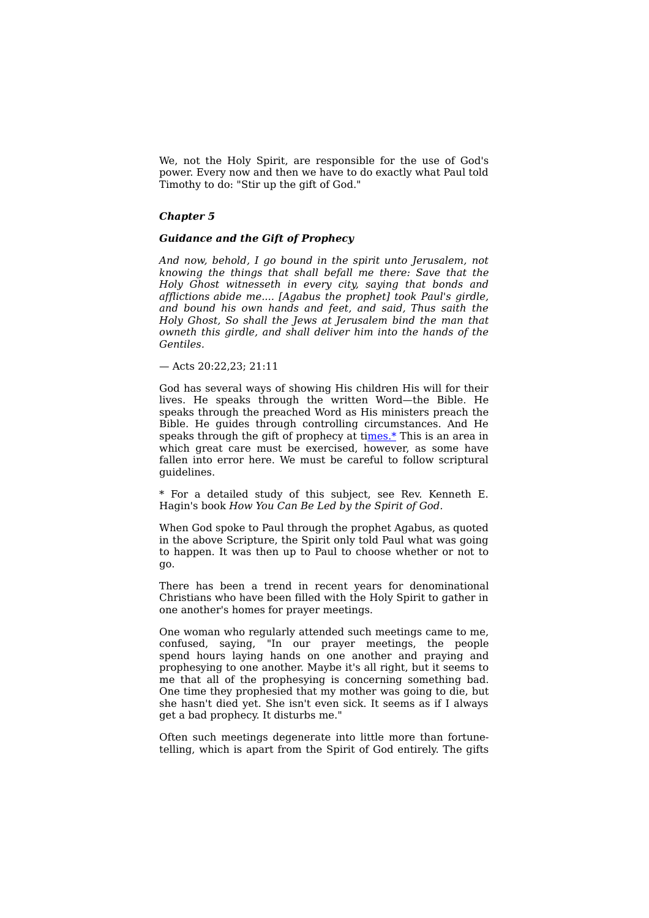We, not the Holy Spirit, are responsible for the use of God's power. Every now and then we have to do exactly what Paul told Timothy to do: "Stir up the gift of God."

## *Chapter 5*

### *Guidance and the Gift of Prophecy*

*And now, behold, I go bound in the spirit unto Jerusalem, not knowing the things that shall befall me there: Save that the Holy Ghost witnesseth in every city, saying that bonds and afflictions abide me.... [Agabus the prophet] took Paul's girdle, and bound his own hands and feet, and said, Thus saith the Holy Ghost, So shall the Jews at Jerusalem bind the man that owneth this girdle, and shall deliver him into the hands of the Gentiles.*

— Acts 20:22,23; 21:11

God has several ways of showing His children His will for their lives. He speaks through the written Word—the Bible. He speaks through the preached Word as His ministers preach the Bible. He guides through controlling circumstances. And He speaks through the gift of prophecy at times.* This is an area in which great care must be exercised, however, as some have fallen into error here. We must be careful to follow scriptural guidelines.

* For a detailed study of this subject, see Rev. Kenneth E. Hagin's book *How You Can Be Led by the Spirit of God*.

When God spoke to Paul through the prophet Agabus, as quoted in the above Scripture, the Spirit only told Paul what was going to happen. It was then up to Paul to choose whether or not to go.

There has been a trend in recent years for denominational Christians who have been filled with the Holy Spirit to gather in one another's homes for prayer meetings.

One woman who regularly attended such meetings came to me, confused, saying, "In our prayer meetings, the people spend hours laying hands on one another and praying and prophesying to one another. Maybe it's all right, but it seems to me that all of the prophesying is concerning something bad. One time they prophesied that my mother was going to die, but she hasn't died yet. She isn't even sick. It seems as if I always get a bad prophecy. It disturbs me."

Often such meetings degenerate into little more than fortune-telling, which is apart from the Spirit of God entirely. The gifts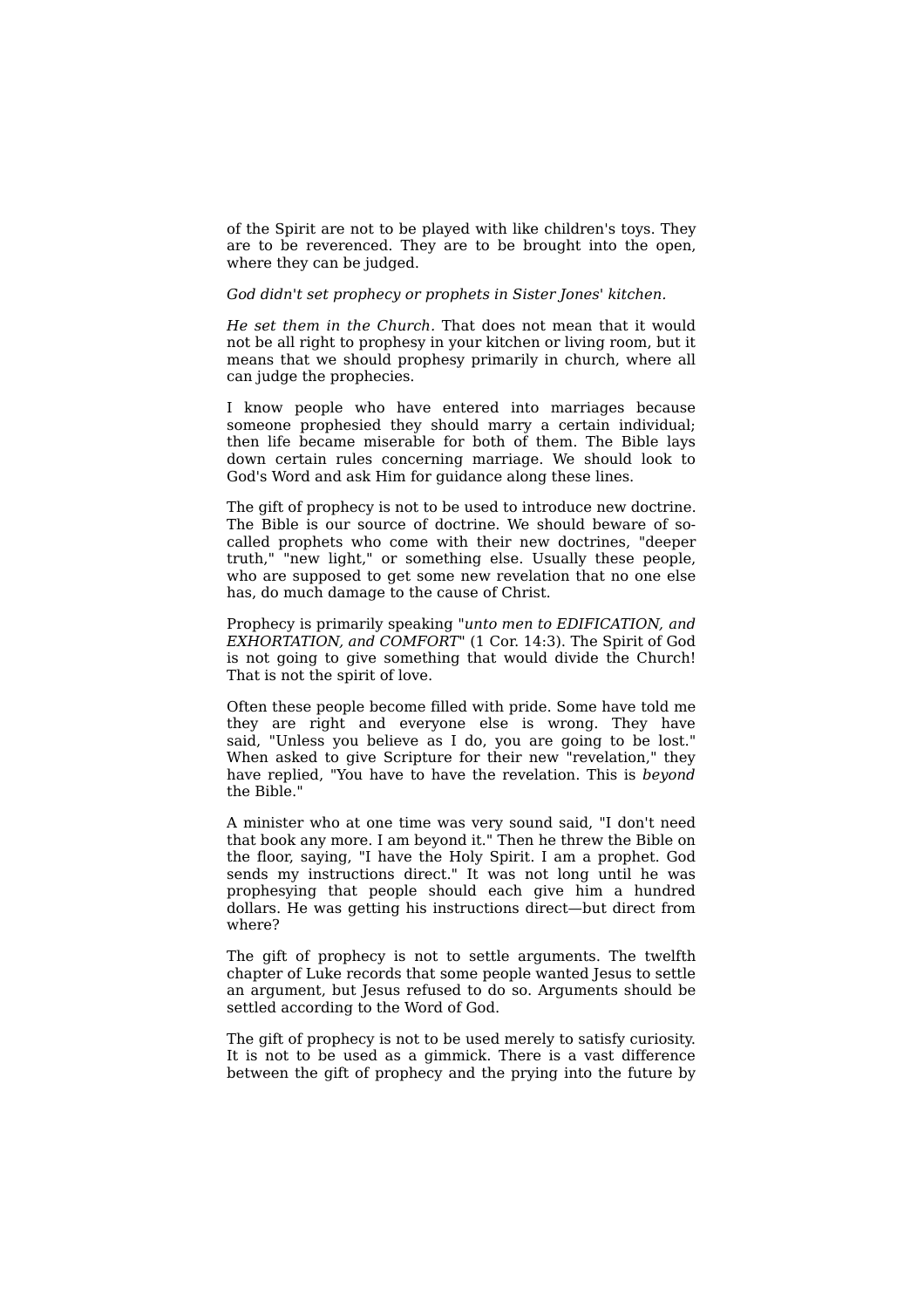of the Spirit are not to be played with like children's toys. They are to be reverenced. They are to be brought into the open, where they can be judged.

*God didn't set prophecy or prophets in Sister Jones' kitchen.*

*He set them in the Church*. That does not mean that it would not be all right to prophesy in your kitchen or living room, but it means that we should prophesy primarily in church, where all can judge the prophecies.

I know people who have entered into marriages because someone prophesied they should marry a certain individual; then life became miserable for both of them. The Bible lays down certain rules concerning marriage. We should look to God's Word and ask Him for guidance along these lines.

The gift of prophecy is not to be used to introduce new doctrine. The Bible is our source of doctrine. We should beware of so-called prophets who come with their new doctrines, "deeper truth," "new light," or something else. Usually these people, who are supposed to get some new revelation that no one else has, do much damage to the cause of Christ.

Prophecy is primarily speaking "*unto men to EDIFICATION, and EXHORTATION, and COMFORT*" (1 Cor. 14:3). The Spirit of God is not going to give something that would divide the Church! That is not the spirit of love.

Often these people become filled with pride. Some have told me they are right and everyone else is wrong. They have said, "Unless you believe as I do, you are going to be lost." When asked to give Scripture for their new "revelation," they have replied, "You have to have the revelation. This is *beyond* the Bible."

A minister who at one time was very sound said, "I don't need that book any more. I am beyond it." Then he threw the Bible on the floor, saying, "I have the Holy Spirit. I am a prophet. God sends my instructions direct." It was not long until he was prophesying that people should each give him a hundred dollars. He was getting his instructions direct—but direct from where?

The gift of prophecy is not to settle arguments. The twelfth chapter of Luke records that some people wanted Jesus to settle an argument, but Jesus refused to do so. Arguments should be settled according to the Word of God.

The gift of prophecy is not to be used merely to satisfy curiosity. It is not to be used as a gimmick. There is a vast difference between the gift of prophecy and the prying into the future by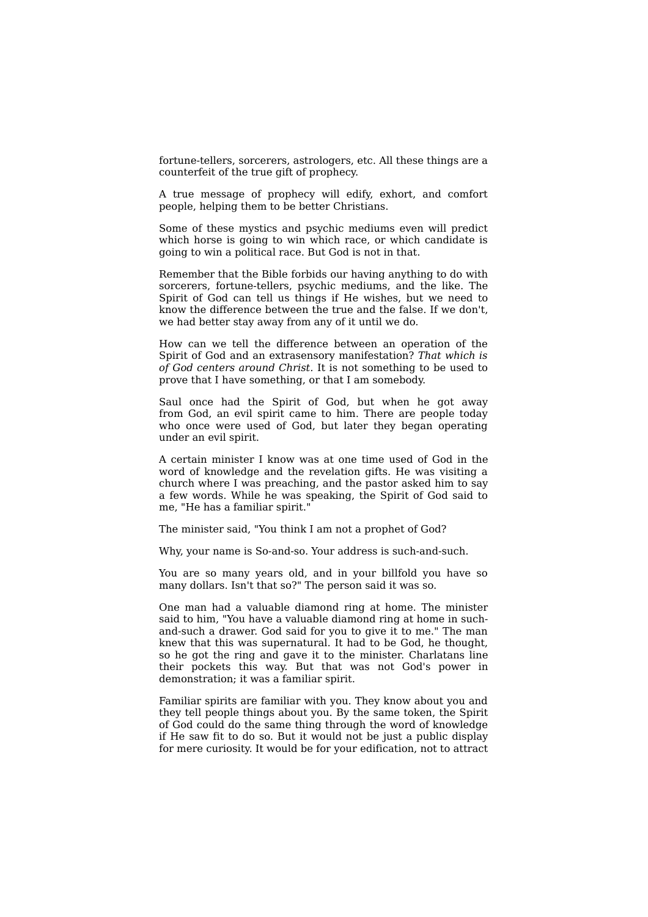fortune-tellers, sorcerers, astrologers, etc. All these things are a counterfeit of the true gift of prophecy.

A true message of prophecy will edify, exhort, and comfort people, helping them to be better Christians.

Some of these mystics and psychic mediums even will predict which horse is going to win which race, or which candidate is going to win a political race. But God is not in that.

Remember that the Bible forbids our having anything to do with sorcerers, fortune-tellers, psychic mediums, and the like. The Spirit of God can tell us things if He wishes, but we need to know the difference between the true and the false. If we don't, we had better stay away from any of it until we do.

How can we tell the difference between an operation of the Spirit of God and an extrasensory manifestation? *That which is of God centers around Christ.* It is not something to be used to prove that I have something, or that I am somebody.

Saul once had the Spirit of God, but when he got away from God, an evil spirit came to him. There are people today who once were used of God, but later they began operating under an evil spirit.

A certain minister I know was at one time used of God in the word of knowledge and the revelation gifts. He was visiting a church where I was preaching, and the pastor asked him to say a few words. While he was speaking, the Spirit of God said to me, "He has a familiar spirit."

The minister said, "You think I am not a prophet of God?

Why, your name is So-and-so. Your address is such-and-such.

You are so many years old, and in your billfold you have so many dollars. Isn't that so?" The person said it was so.

One man had a valuable diamond ring at home. The minister said to him, "You have a valuable diamond ring at home in such-and-such a drawer. God said for you to give it to me." The man knew that this was supernatural. It had to be God, he thought, so he got the ring and gave it to the minister. Charlatans line their pockets this way. But that was not God's power in demonstration; it was a familiar spirit.

Familiar spirits are familiar with you. They know about you and they tell people things about you. By the same token, the Spirit of God could do the same thing through the word of knowledge if He saw fit to do so. But it would not be just a public display for mere curiosity. It would be for your edification, not to attract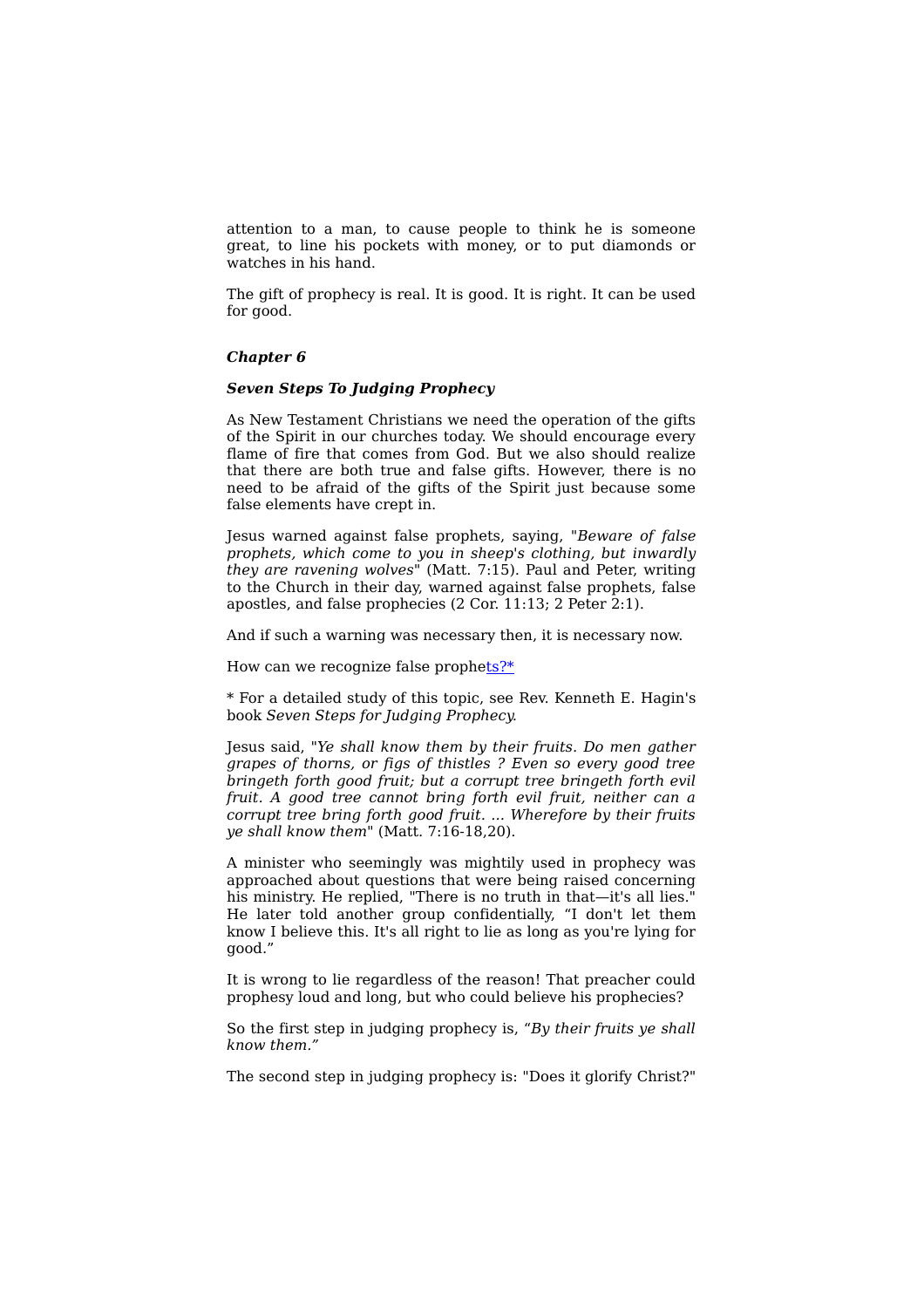attention to a man, to cause people to think he is someone great, to line his pockets with money, or to put diamonds or watches in his hand.

The gift of prophecy is real. It is good. It is right. It can be used for good.

## *Chapter 6*

### *Seven Steps To Judging Prophecy*

As New Testament Christians we need the operation of the gifts of the Spirit in our churches today. We should encourage every flame of fire that comes from God. But we also should realize that there are both true and false gifts. However, there is no need to be afraid of the gifts of the Spirit just because some false elements have crept in.

Jesus warned against false prophets, saying, "*Beware of false prophets, which come to you in sheep's clothing, but inwardly they are ravening wolves*" (Matt. 7:15). Paul and Peter, writing to the Church in their day, warned against false prophets, false apostles, and false prophecies (2 Cor. 11:13; 2 Peter 2:1).

And if such a warning was necessary then, it is necessary now.

How can we recognize false prophets?*

* For a detailed study of this topic, see Rev. Kenneth E. Hagin's book *Seven Steps for Judging Prophecy.*

Jesus said, "*Ye shall know them by their fruits. Do men gather grapes of thorns, or figs of thistles ? Even so every good tree bringeth forth good fruit; but a corrupt tree bringeth forth evil fruit. A good tree cannot bring forth evil fruit, neither can a corrupt tree bring forth good fruit. ... Wherefore by their fruits ye shall know them*" (Matt. 7:16-18,20).

A minister who seemingly was mightily used in prophecy was approached about questions that were being raised concerning his ministry. He replied, "There is no truth in that—it's all lies." He later told another group confidentially, “I don't let them know I believe this. It's all right to lie as long as you're lying for good.”

It is wrong to lie regardless of the reason! That preacher could prophesy loud and long, but who could believe his prophecies?

So the first step in judging prophecy is, “*By their fruits ye shall know them.”*

The second step in judging prophecy is: "Does it glorify Christ?"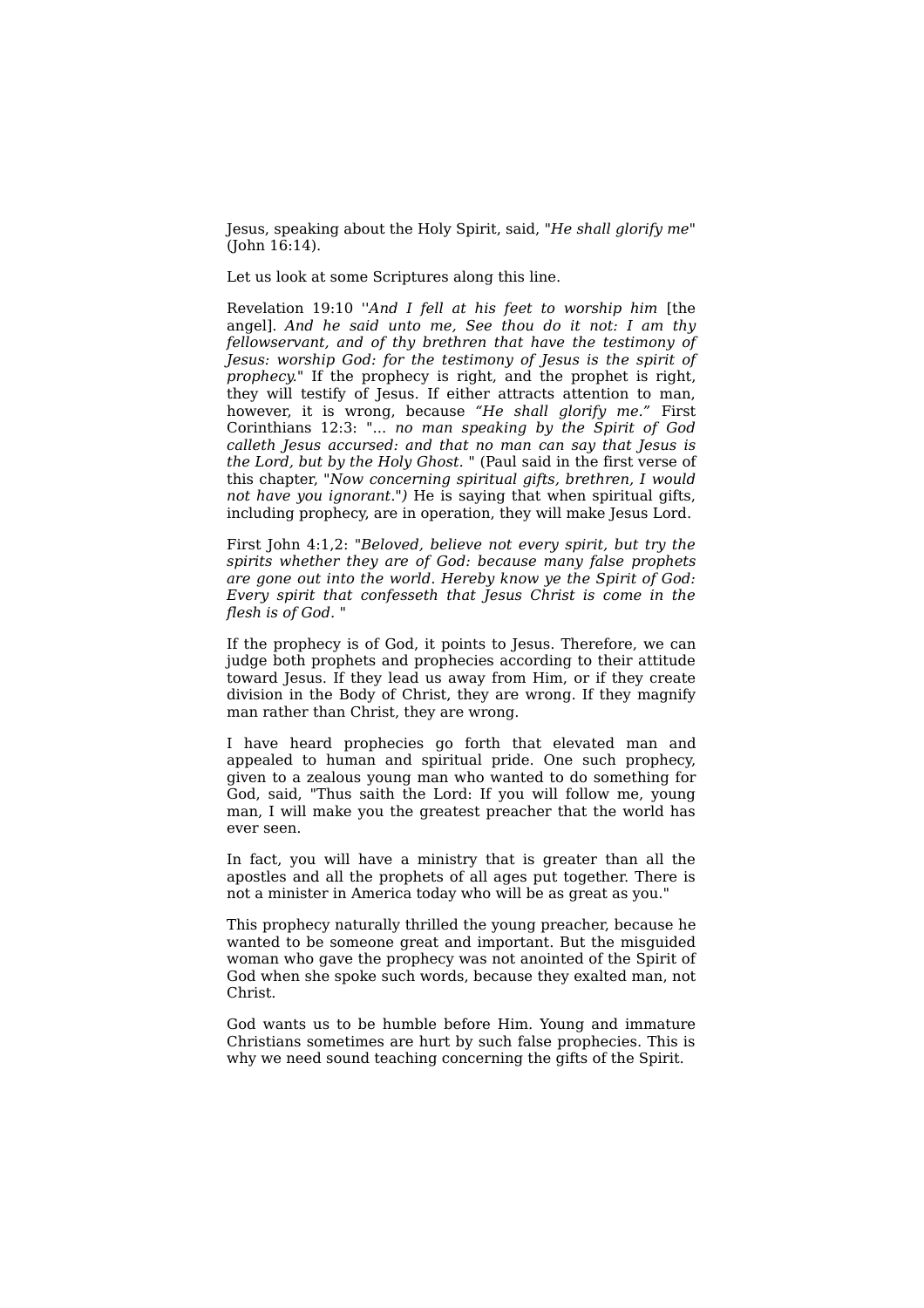Jesus, speaking about the Holy Spirit, said, "*He shall glorify me*" (John 16:14).

Let us look at some Scriptures along this line.

Revelation 19:10 ''*And I fell at his feet to worship him* [the angel]. *And he said unto me, See thou do it not: I am thy fellowservant, and of thy brethren that have the testimony of Jesus: worship God: for the testimony of Jesus is the spirit of prophecy.*" If the prophecy is right, and the prophet is right, they will testify of Jesus. If either attracts attention to man, however, it is wrong, because *"He shall glorify me."* First Corinthians 12:3: "... *no man speaking by the Spirit of God calleth Jesus accursed: and that no man can say that Jesus is the Lord, but by the Holy Ghost.* " (Paul said in the first verse of this chapter, "*Now concerning spiritual gifts, brethren, I would not have you ignorant.*"*)* He is saying that when spiritual gifts, including prophecy, are in operation, they will make Jesus Lord.

First John 4:1,2: "*Beloved, believe not every spirit, but try the spirits whether they are of God: because many false prophets are gone out into the world. Hereby know ye the Spirit of God: Every spirit that confesseth that Jesus Christ is come in the flesh is of God.* "

If the prophecy is of God, it points to Jesus. Therefore, we can judge both prophets and prophecies according to their attitude toward Jesus. If they lead us away from Him, or if they create division in the Body of Christ, they are wrong. If they magnify man rather than Christ, they are wrong.

I have heard prophecies go forth that elevated man and appealed to human and spiritual pride. One such prophecy, given to a zealous young man who wanted to do something for God, said, "Thus saith the Lord: If you will follow me, young man, I will make you the greatest preacher that the world has ever seen.

In fact, you will have a ministry that is greater than all the apostles and all the prophets of all ages put together. There is not a minister in America today who will be as great as you."

This prophecy naturally thrilled the young preacher, because he wanted to be someone great and important. But the misguided woman who gave the prophecy was not anointed of the Spirit of God when she spoke such words, because they exalted man, not Christ.

God wants us to be humble before Him. Young and immature Christians sometimes are hurt by such false prophecies. This is why we need sound teaching concerning the gifts of the Spirit.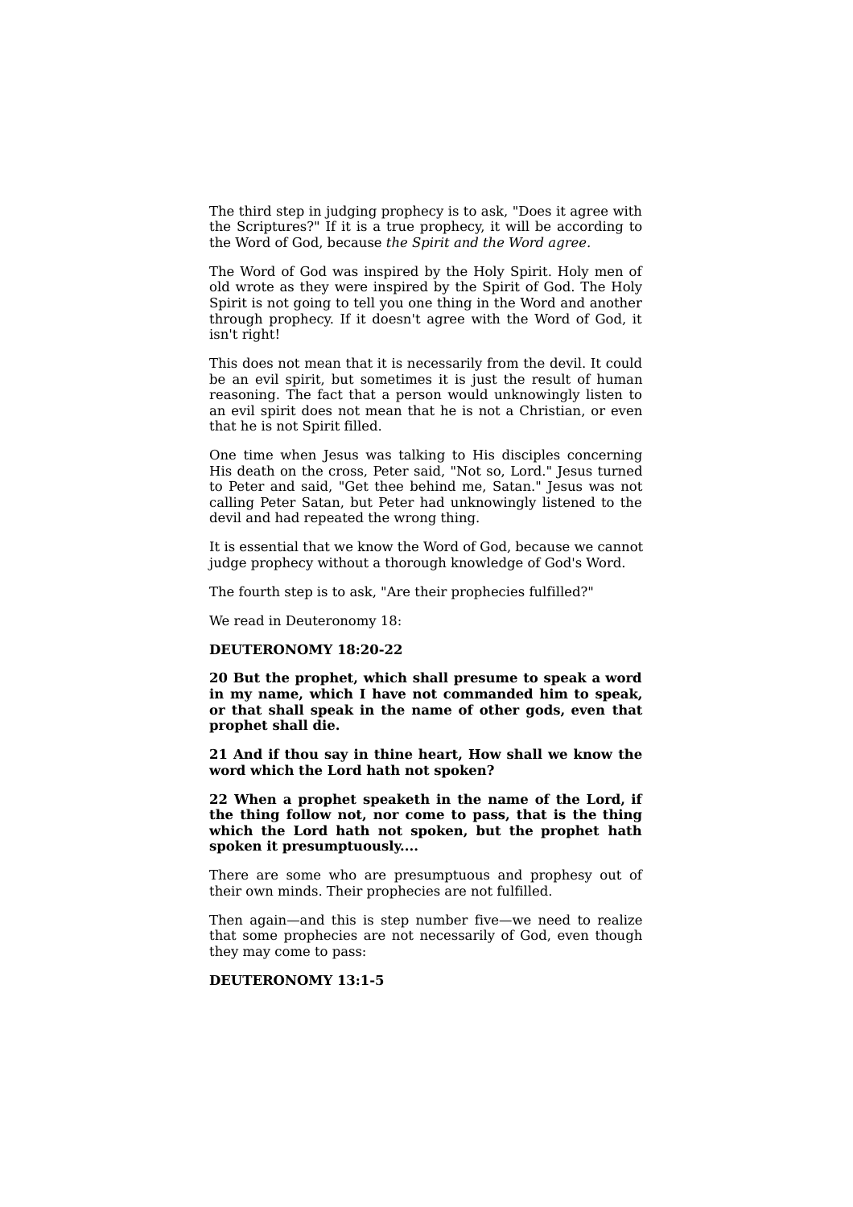The third step in judging prophecy is to ask, "Does it agree with the Scriptures?" If it is a true prophecy, it will be according to the Word of God, because *the Spirit and the Word agree*.

The Word of God was inspired by the Holy Spirit. Holy men of old wrote as they were inspired by the Spirit of God. The Holy Spirit is not going to tell you one thing in the Word and another through prophecy. If it doesn't agree with the Word of God, it isn't right!

This does not mean that it is necessarily from the devil. It could be an evil spirit, but sometimes it is just the result of human reasoning. The fact that a person would unknowingly listen to an evil spirit does not mean that he is not a Christian, or even that he is not Spirit filled.

One time when Jesus was talking to His disciples concerning His death on the cross, Peter said, "Not so, Lord." Jesus turned to Peter and said, "Get thee behind me, Satan." Jesus was not calling Peter Satan, but Peter had unknowingly listened to the devil and had repeated the wrong thing.

It is essential that we know the Word of God, because we cannot judge prophecy without a thorough knowledge of God's Word.

The fourth step is to ask, "Are their prophecies fulfilled?"

We read in Deuteronomy 18:

**DEUTERONOMY 18:20-22**

**20 But the prophet, which shall presume to speak a word in my name, which I have not commanded him to speak, or that shall speak in the name of other gods, even that prophet shall die.**

**21 And if thou say in thine heart, How shall we know the word which the Lord hath not spoken?**

**22 When a prophet speaketh in the name of the Lord, if the thing follow not, nor come to pass, that is the thing which the Lord hath not spoken, but the prophet hath spoken it presumptuously....**

There are some who are presumptuous and prophesy out of their own minds. Their prophecies are not fulfilled.

Then again—and this is step number five—we need to realize that some prophecies are not necessarily of God, even though they may come to pass:

**DEUTERONOMY 13:1-5**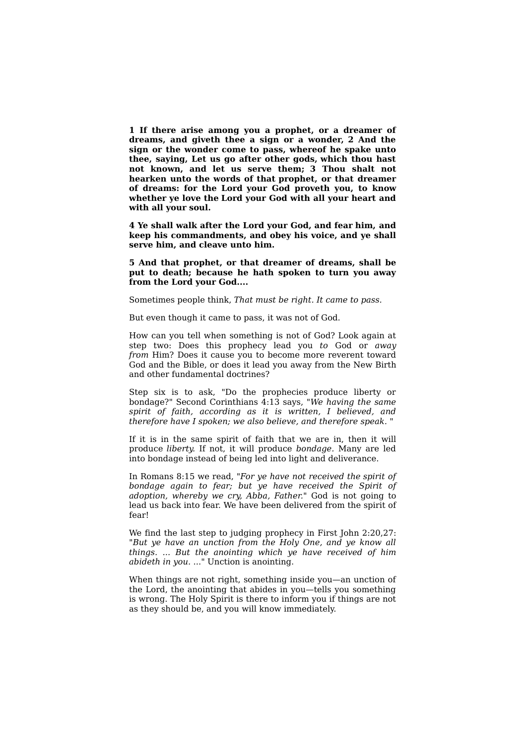**1 If there arise among you a prophet, or a dreamer of dreams, and giveth thee a sign or a wonder, 2 And the sign or the wonder come to pass, whereof he spake unto thee, saying, Let us go after other gods, which thou hast not known, and let us serve them; 3 Thou shalt not hearken unto the words of that prophet, or that dreamer of dreams: for the Lord your God proveth you, to know whether ye love the Lord your God with all your heart and with all your soul.**

**4 Ye shall walk after the Lord your God, and fear him, and keep his commandments, and obey his voice, and ye shall serve him, and cleave unto him.**

**5 And that prophet, or that dreamer of dreams, shall be put to death; because he hath spoken to turn you away from the Lord your God....**

Sometimes people think, *That must be right. It came to pass.*

But even though it came to pass, it was not of God.

How can you tell when something is not of God? Look again at step two: Does this prophecy lead you *to* God or *away from* Him? Does it cause you to become more reverent toward God and the Bible, or does it lead you away from the New Birth and other fundamental doctrines?

Step six is to ask, "Do the prophecies produce liberty or bondage?" Second Corinthians 4:13 says, "*We having the same spirit of faith, according as it is written, I believed, and therefore have I spoken; we also believe, and therefore speak.* "

If it is in the same spirit of faith that we are in, then it will produce *liberty*. If not, it will produce *bondage*. Many are led into bondage instead of being led into light and deliverance.

In Romans 8:15 we read, "*For ye have not received the spirit of bondage again to fear; but ye have received the Spirit of adoption, whereby we cry, Abba, Father.*" God is not going to lead us back into fear. We have been delivered from the spirit of fear!

We find the last step to judging prophecy in First John 2:20,27: "*But ye have an unction from the Holy One, and ye know all things. ... But the anointing which ye have received of him abideth in you. ...*" Unction is anointing.

When things are not right, something inside you—an unction of the Lord, the anointing that abides in you—tells you something is wrong. The Holy Spirit is there to inform you if things are not as they should be, and you will know immediately.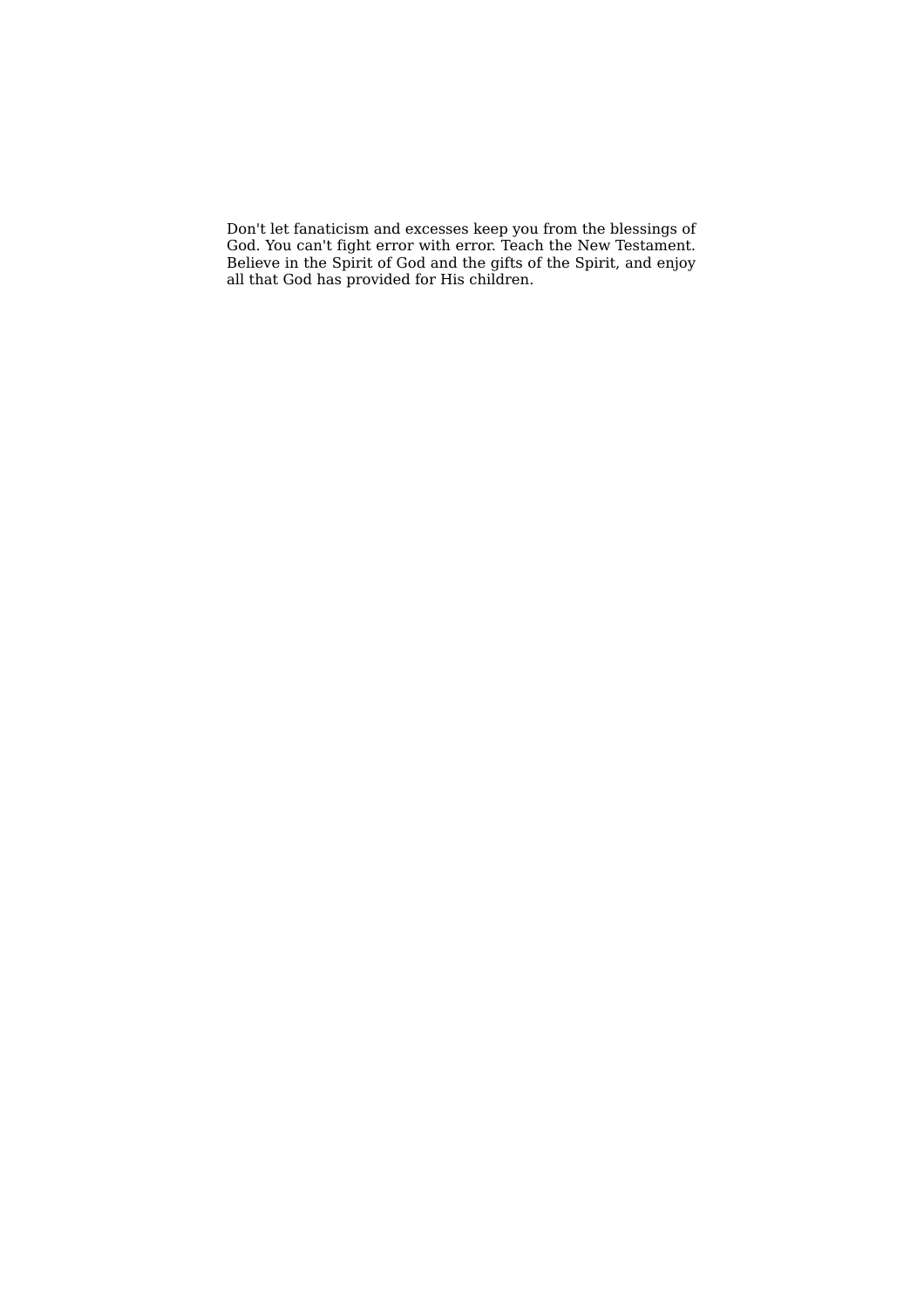Don't let fanaticism and excesses keep you from the blessings of God. You can't fight error with error. Teach the New Testament. Believe in the Spirit of God and the gifts of the Spirit, and enjoy all that God has provided for His children.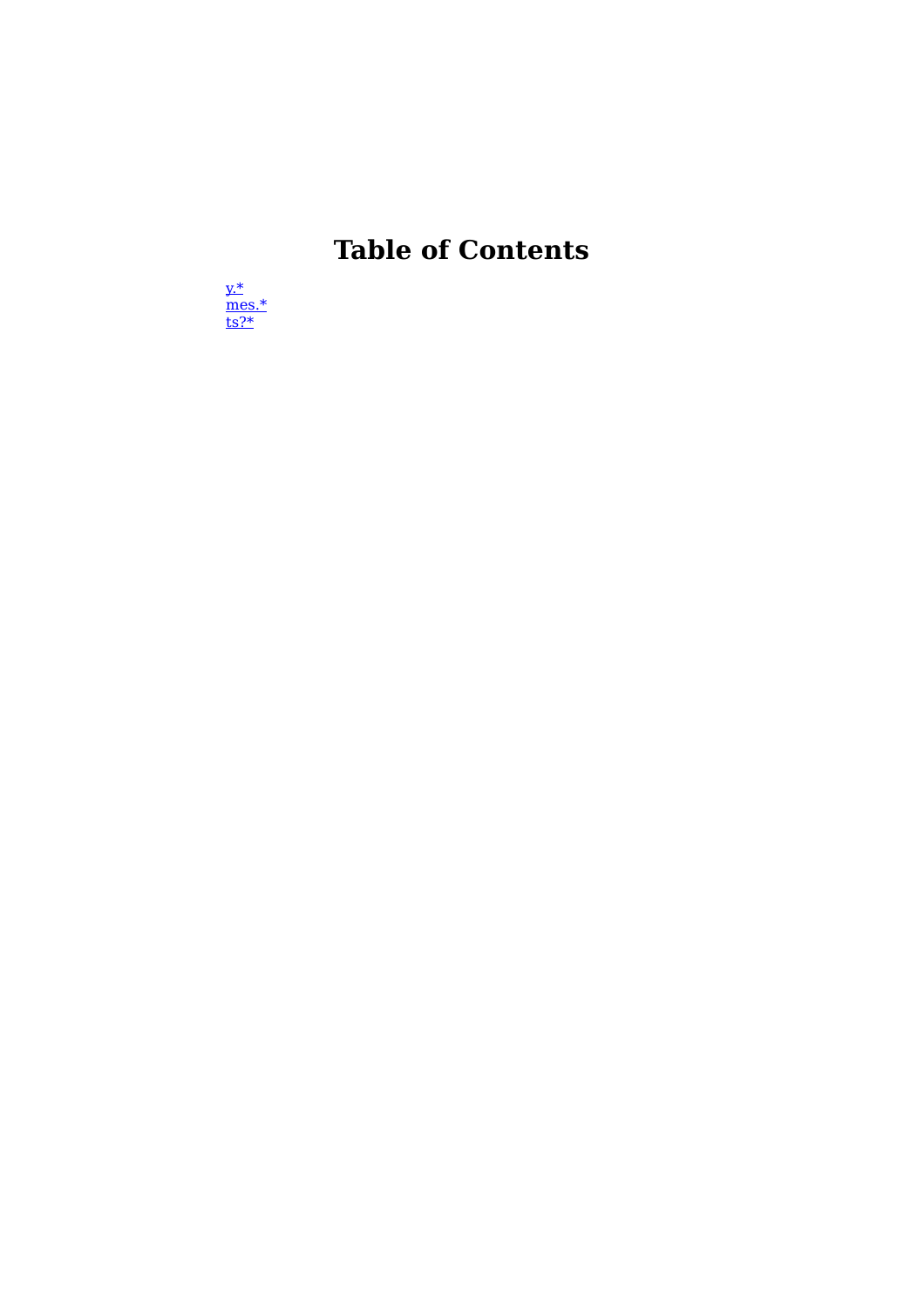# Table of Contents

y.*
mes.*
ts?*